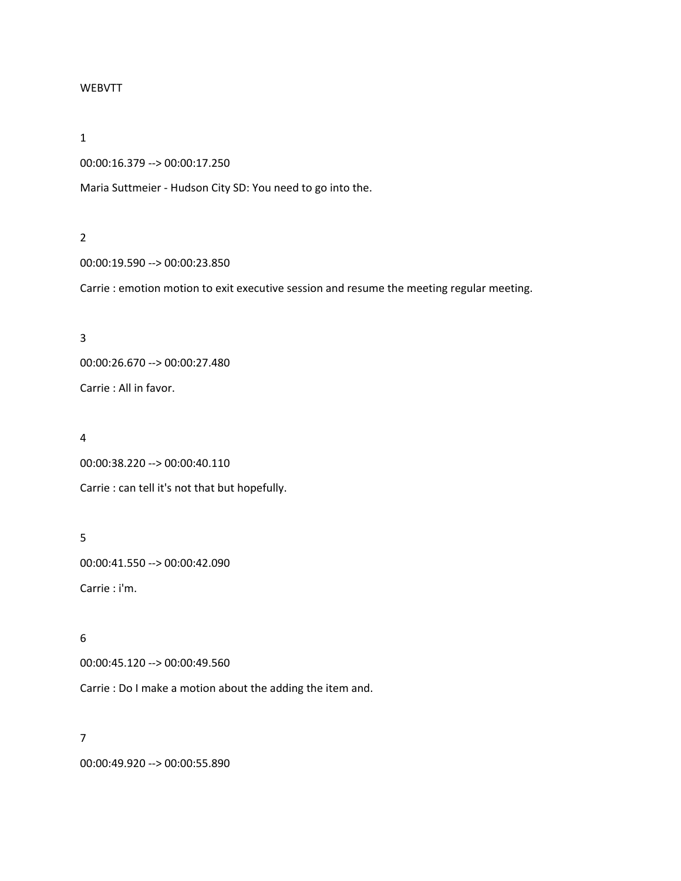WEBVTT

1

00:00:16.379 --> 00:00:17.250

Maria Suttmeier - Hudson City SD: You need to go into the.

2

00:00:19.590 --> 00:00:23.850

Carrie : emotion motion to exit executive session and resume the meeting regular meeting.

3

00:00:26.670 --> 00:00:27.480

Carrie : All in favor.

4

00:00:38.220 --> 00:00:40.110

Carrie : can tell it's not that but hopefully.

5

00:00:41.550 --> 00:00:42.090

Carrie : i'm.

6

00:00:45.120 --> 00:00:49.560

Carrie : Do I make a motion about the adding the item and.

7

00:00:49.920 --> 00:00:55.890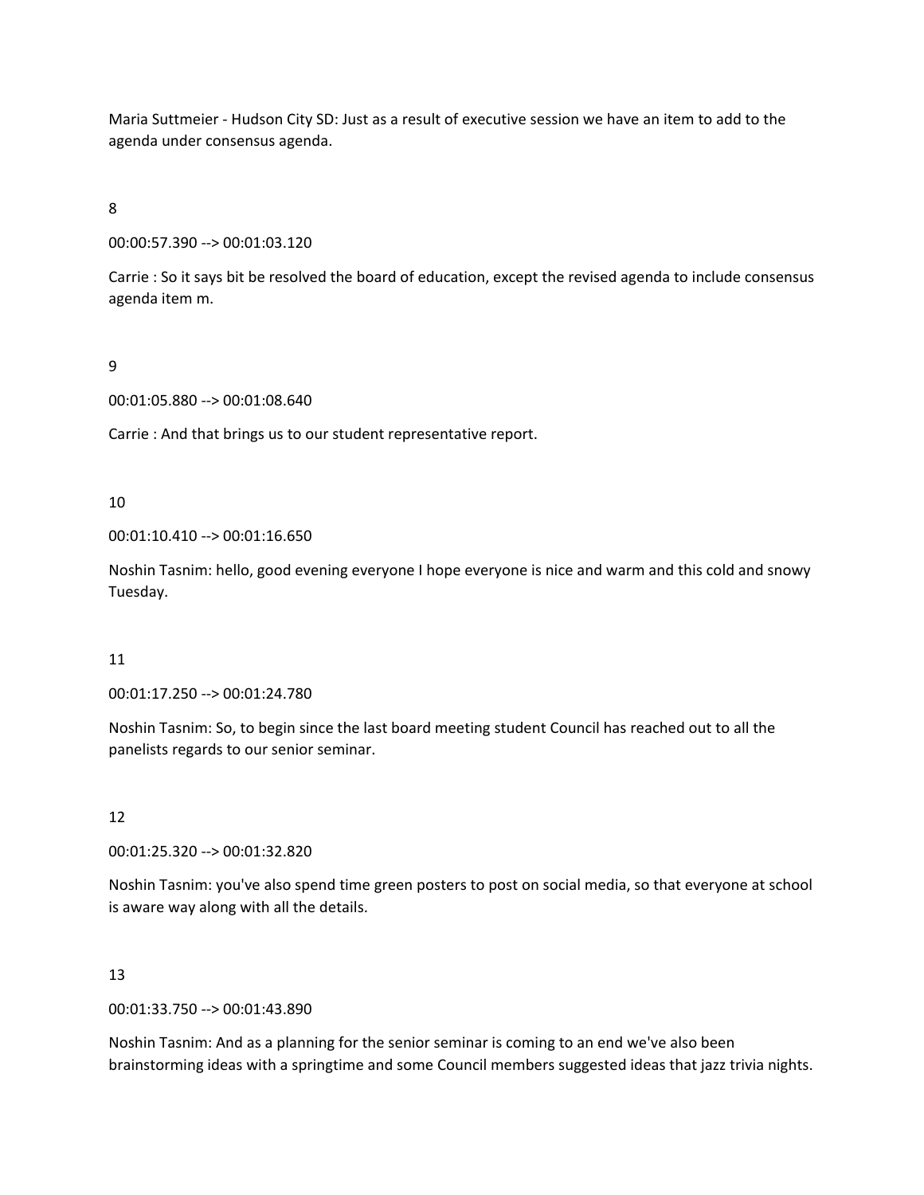Maria Suttmeier - Hudson City SD: Just as a result of executive session we have an item to add to the agenda under consensus agenda.

8

00:00:57.390 --> 00:01:03.120

Carrie : So it says bit be resolved the board of education, except the revised agenda to include consensus agenda item m.

9

00:01:05.880 --> 00:01:08.640

Carrie : And that brings us to our student representative report.

10

00:01:10.410 --> 00:01:16.650

Noshin Tasnim: hello, good evening everyone I hope everyone is nice and warm and this cold and snowy Tuesday.

11

00:01:17.250 --> 00:01:24.780

Noshin Tasnim: So, to begin since the last board meeting student Council has reached out to all the panelists regards to our senior seminar.

12

00:01:25.320 --> 00:01:32.820

Noshin Tasnim: you've also spend time green posters to post on social media, so that everyone at school is aware way along with all the details.

13

00:01:33.750 --> 00:01:43.890

Noshin Tasnim: And as a planning for the senior seminar is coming to an end we've also been brainstorming ideas with a springtime and some Council members suggested ideas that jazz trivia nights.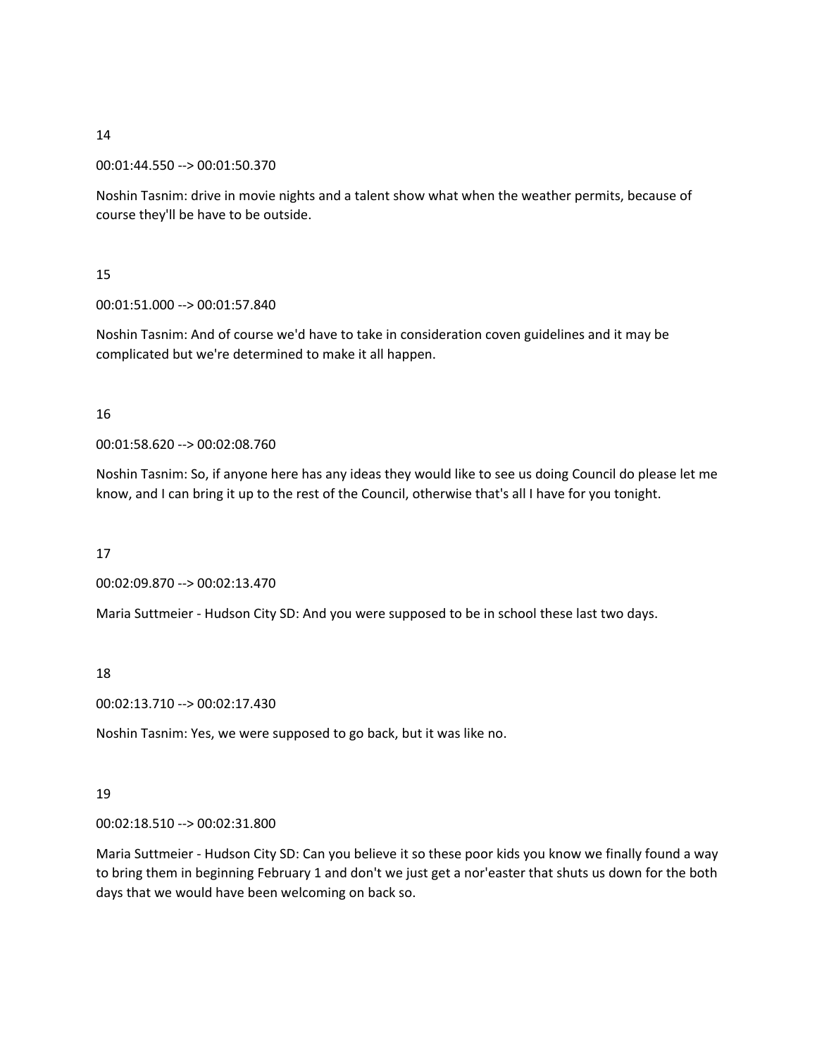14

00:01:44.550 --> 00:01:50.370

Noshin Tasnim: drive in movie nights and a talent show what when the weather permits, because of course they'll be have to be outside.

15

00:01:51.000 --> 00:01:57.840

Noshin Tasnim: And of course we'd have to take in consideration coven guidelines and it may be complicated but we're determined to make it all happen.

16

00:01:58.620 --> 00:02:08.760

Noshin Tasnim: So, if anyone here has any ideas they would like to see us doing Council do please let me know, and I can bring it up to the rest of the Council, otherwise that's all I have for you tonight.

17

00:02:09.870 --> 00:02:13.470

Maria Suttmeier - Hudson City SD: And you were supposed to be in school these last two days.

18

00:02:13.710 --> 00:02:17.430

Noshin Tasnim: Yes, we were supposed to go back, but it was like no.

19

00:02:18.510 --> 00:02:31.800

Maria Suttmeier - Hudson City SD: Can you believe it so these poor kids you know we finally found a way to bring them in beginning February 1 and don't we just get a nor'easter that shuts us down for the both days that we would have been welcoming on back so.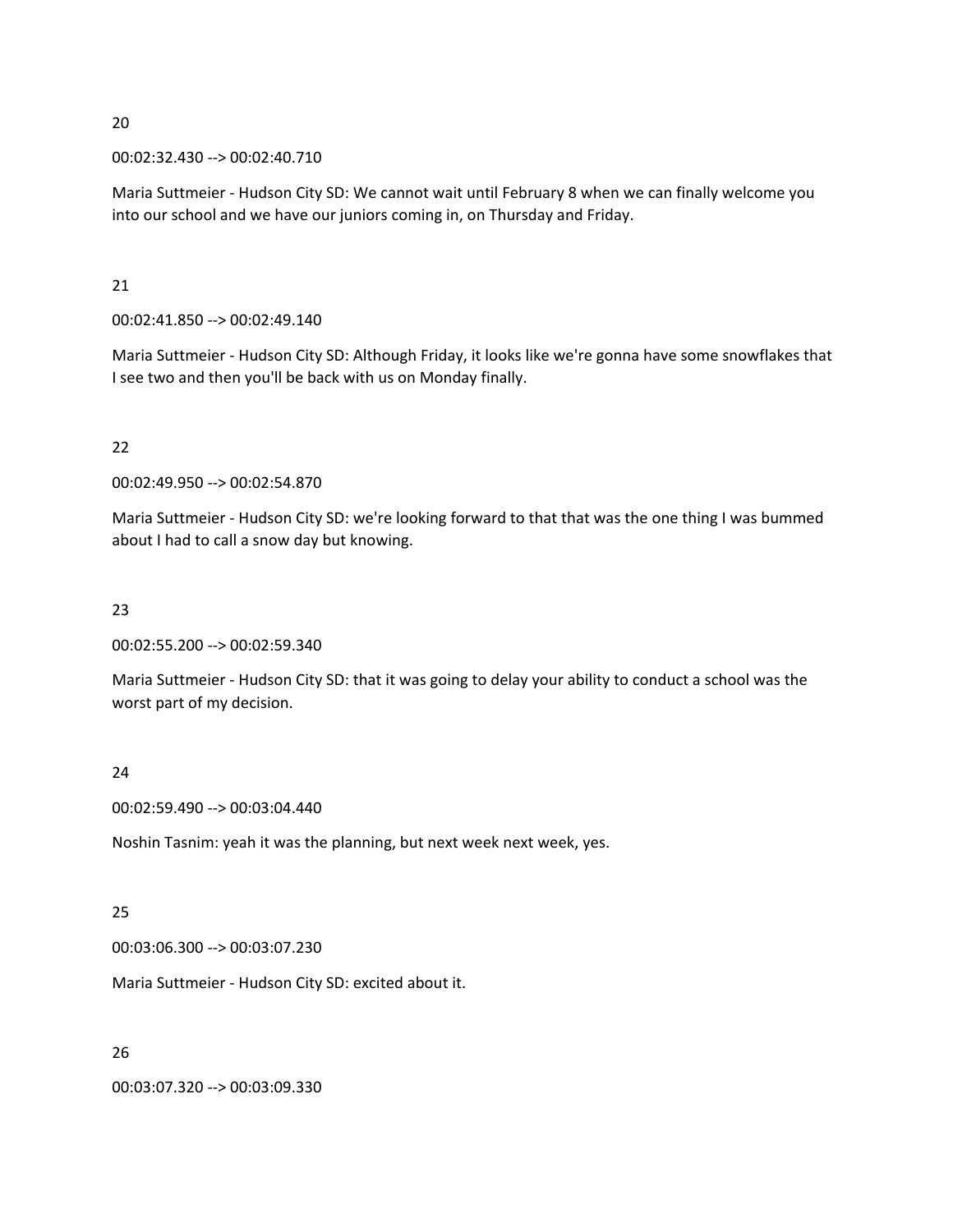20

00:02:32.430 --> 00:02:40.710

Maria Suttmeier - Hudson City SD: We cannot wait until February 8 when we can finally welcome you into our school and we have our juniors coming in, on Thursday and Friday.

21

00:02:41.850 --> 00:02:49.140

Maria Suttmeier - Hudson City SD: Although Friday, it looks like we're gonna have some snowflakes that I see two and then you'll be back with us on Monday finally.

22

00:02:49.950 --> 00:02:54.870

Maria Suttmeier - Hudson City SD: we're looking forward to that that was the one thing I was bummed about I had to call a snow day but knowing.

23

00:02:55.200 --> 00:02:59.340

Maria Suttmeier - Hudson City SD: that it was going to delay your ability to conduct a school was the worst part of my decision.

24

00:02:59.490 --> 00:03:04.440

Noshin Tasnim: yeah it was the planning, but next week next week, yes.

25

00:03:06.300 --> 00:03:07.230

Maria Suttmeier - Hudson City SD: excited about it.

26

00:03:07.320 --> 00:03:09.330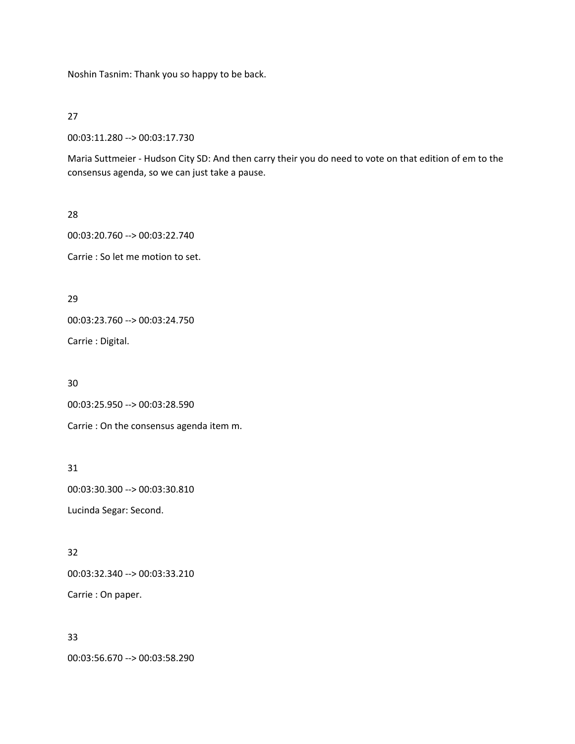Noshin Tasnim: Thank you so happy to be back.

27

00:03:11.280 --> 00:03:17.730

Maria Suttmeier - Hudson City SD: And then carry their you do need to vote on that edition of em to the consensus agenda, so we can just take a pause.

28

00:03:20.760 --> 00:03:22.740

Carrie : So let me motion to set.

29

00:03:23.760 --> 00:03:24.750

Carrie : Digital.

30

00:03:25.950 --> 00:03:28.590

Carrie : On the consensus agenda item m.

31

00:03:30.300 --> 00:03:30.810

Lucinda Segar: Second.

32

00:03:32.340 --> 00:03:33.210

Carrie : On paper.

33

00:03:56.670 --> 00:03:58.290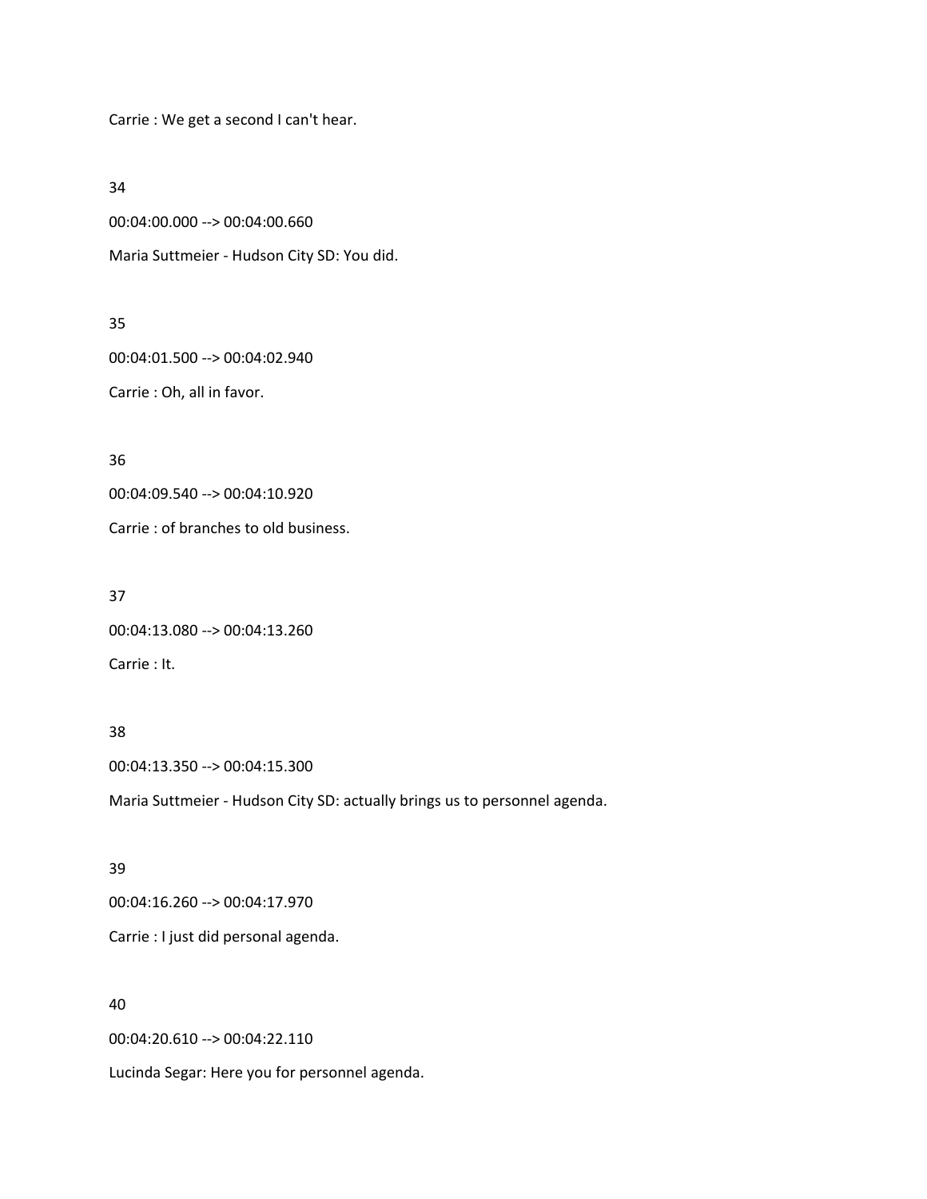Carrie : We get a second I can't hear.

34

00:04:00.000 --> 00:04:00.660

Maria Suttmeier - Hudson City SD: You did.

35

00:04:01.500 --> 00:04:02.940

Carrie : Oh, all in favor.

36

00:04:09.540 --> 00:04:10.920

Carrie : of branches to old business.

37

00:04:13.080 --> 00:04:13.260

Carrie : It.

38

00:04:13.350 --> 00:04:15.300

Maria Suttmeier - Hudson City SD: actually brings us to personnel agenda.

39

00:04:16.260 --> 00:04:17.970

Carrie : I just did personal agenda.

40

00:04:20.610 --> 00:04:22.110

Lucinda Segar: Here you for personnel agenda.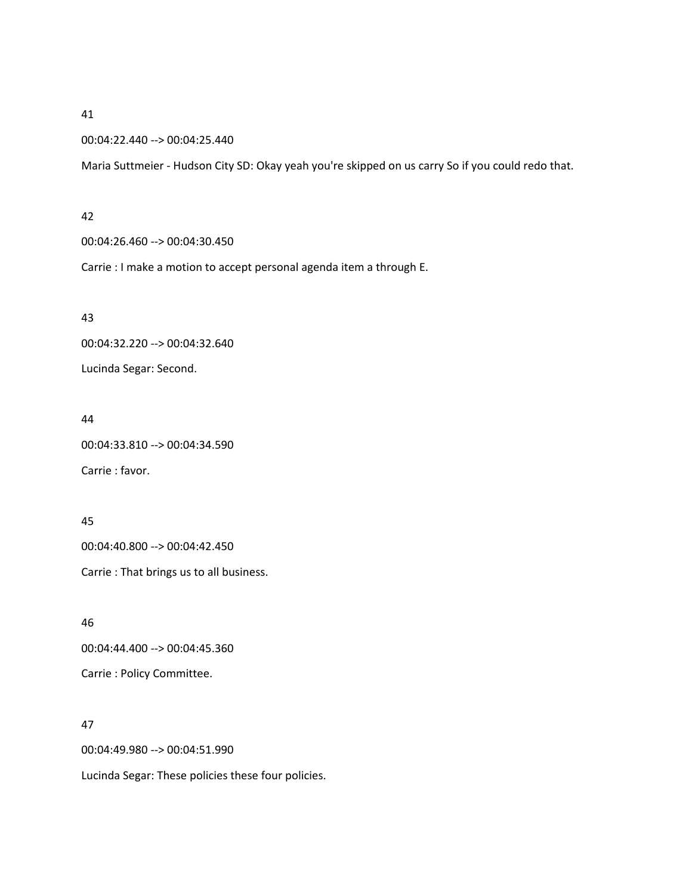41

00:04:22.440 --> 00:04:25.440

Maria Suttmeier - Hudson City SD: Okay yeah you're skipped on us carry So if you could redo that.

42

00:04:26.460 --> 00:04:30.450

Carrie : I make a motion to accept personal agenda item a through E.

43

00:04:32.220 --> 00:04:32.640

Lucinda Segar: Second.

44

00:04:33.810 --> 00:04:34.590

Carrie : favor.

45

00:04:40.800 --> 00:04:42.450

Carrie : That brings us to all business.

46

00:04:44.400 --> 00:04:45.360

Carrie : Policy Committee.

47

00:04:49.980 --> 00:04:51.990

Lucinda Segar: These policies these four policies.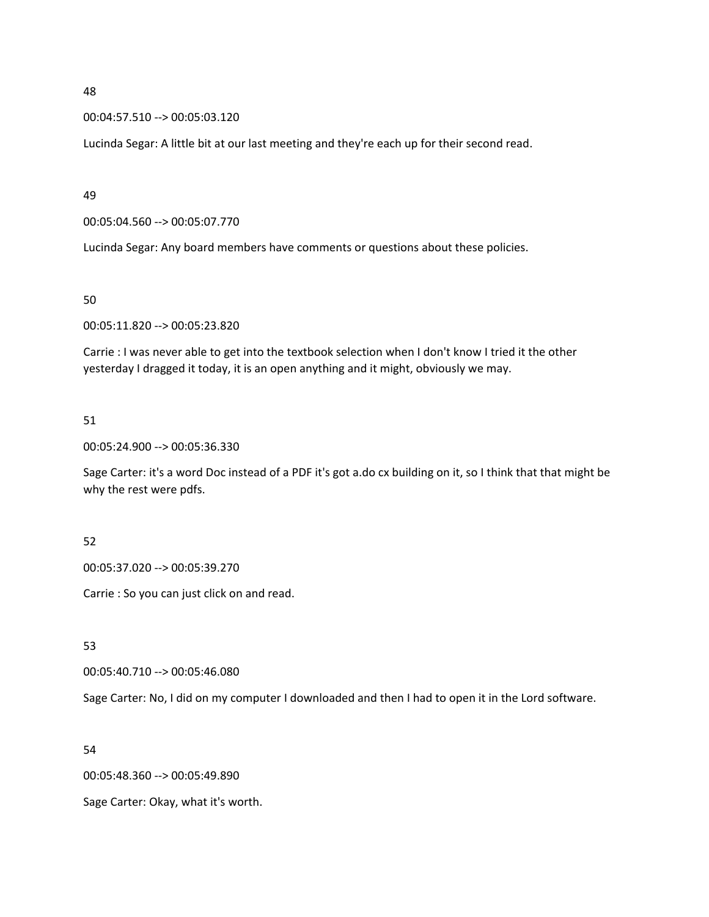48

00:04:57.510 --> 00:05:03.120

Lucinda Segar: A little bit at our last meeting and they're each up for their second read.

49

00:05:04.560 --> 00:05:07.770

Lucinda Segar: Any board members have comments or questions about these policies.

50

00:05:11.820 --> 00:05:23.820

Carrie : I was never able to get into the textbook selection when I don't know I tried it the other yesterday I dragged it today, it is an open anything and it might, obviously we may.

51

00:05:24.900 --> 00:05:36.330

Sage Carter: it's a word Doc instead of a PDF it's got a.do cx building on it, so I think that that might be why the rest were pdfs.

52

00:05:37.020 --> 00:05:39.270

Carrie : So you can just click on and read.

53

00:05:40.710 --> 00:05:46.080

Sage Carter: No, I did on my computer I downloaded and then I had to open it in the Lord software.

54

00:05:48.360 --> 00:05:49.890

Sage Carter: Okay, what it's worth.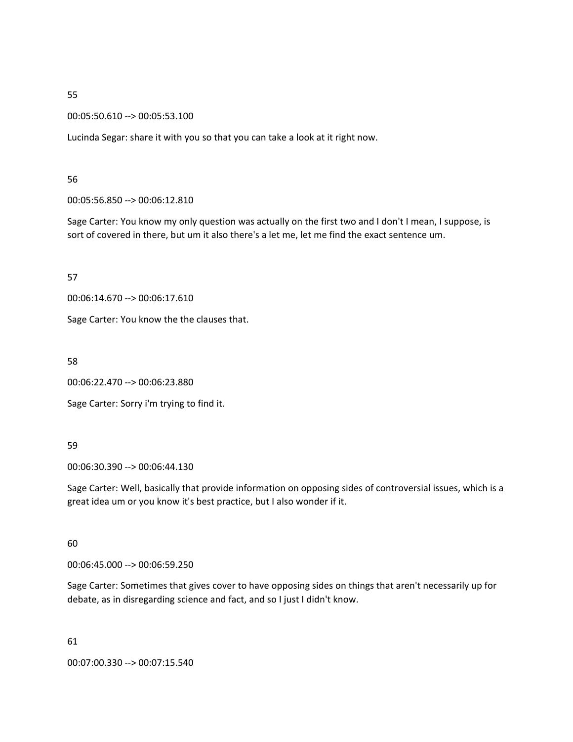55

00:05:50.610 --> 00:05:53.100

Lucinda Segar: share it with you so that you can take a look at it right now.

56

00:05:56.850 --> 00:06:12.810

Sage Carter: You know my only question was actually on the first two and I don't I mean, I suppose, is sort of covered in there, but um it also there's a let me, let me find the exact sentence um.

57

00:06:14.670 --> 00:06:17.610

Sage Carter: You know the the clauses that.

58

00:06:22.470 --> 00:06:23.880

Sage Carter: Sorry i'm trying to find it.

59

00:06:30.390 --> 00:06:44.130

Sage Carter: Well, basically that provide information on opposing sides of controversial issues, which is a great idea um or you know it's best practice, but I also wonder if it.

60

00:06:45.000 --> 00:06:59.250

Sage Carter: Sometimes that gives cover to have opposing sides on things that aren't necessarily up for debate, as in disregarding science and fact, and so I just I didn't know.

61

00:07:00.330 --> 00:07:15.540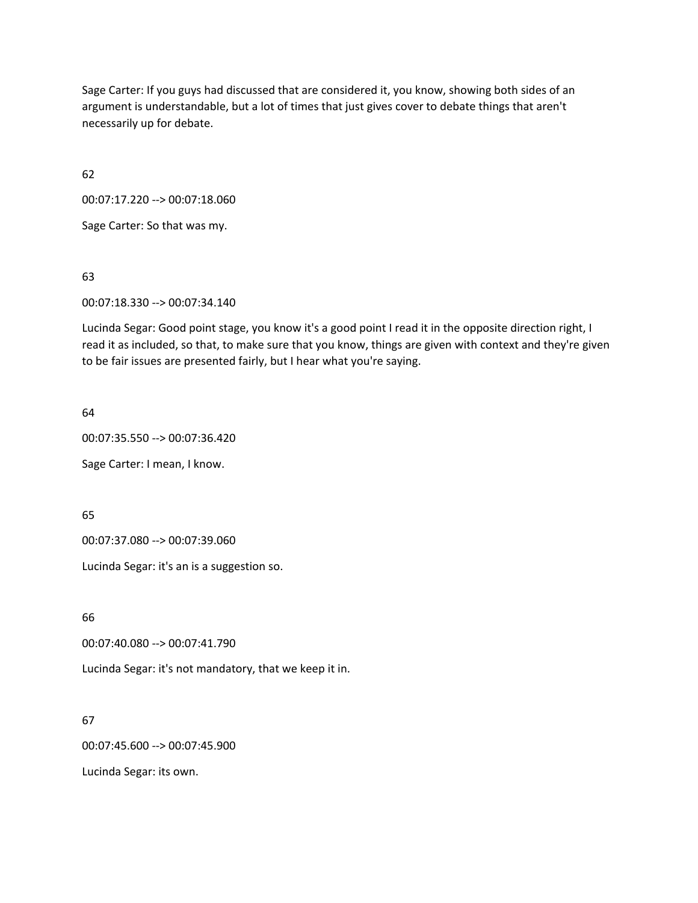Sage Carter: If you guys had discussed that are considered it, you know, showing both sides of an argument is understandable, but a lot of times that just gives cover to debate things that aren't necessarily up for debate.

62

00:07:17.220 --> 00:07:18.060

Sage Carter: So that was my.

63

00:07:18.330 --> 00:07:34.140

Lucinda Segar: Good point stage, you know it's a good point I read it in the opposite direction right, I read it as included, so that, to make sure that you know, things are given with context and they're given to be fair issues are presented fairly, but I hear what you're saying.

64

00:07:35.550 --> 00:07:36.420

Sage Carter: I mean, I know.

65

00:07:37.080 --> 00:07:39.060

Lucinda Segar: it's an is a suggestion so.

66

00:07:40.080 --> 00:07:41.790

Lucinda Segar: it's not mandatory, that we keep it in.

67

00:07:45.600 --> 00:07:45.900

Lucinda Segar: its own.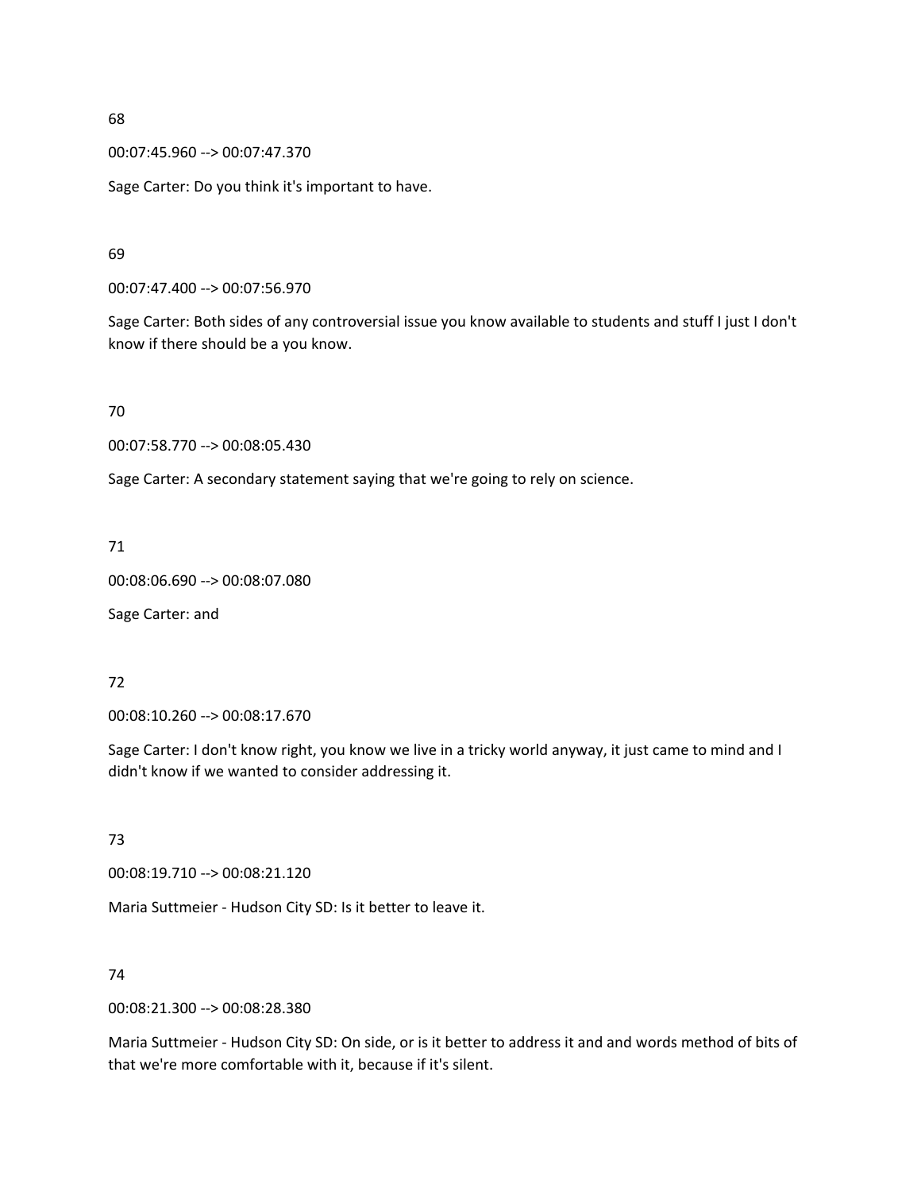68

00:07:45.960 --> 00:07:47.370

Sage Carter: Do you think it's important to have.

69

00:07:47.400 --> 00:07:56.970

Sage Carter: Both sides of any controversial issue you know available to students and stuff I just I don't know if there should be a you know.

70

00:07:58.770 --> 00:08:05.430

Sage Carter: A secondary statement saying that we're going to rely on science.

71

00:08:06.690 --> 00:08:07.080

Sage Carter: and

72

00:08:10.260 --> 00:08:17.670

Sage Carter: I don't know right, you know we live in a tricky world anyway, it just came to mind and I didn't know if we wanted to consider addressing it.

73

00:08:19.710 --> 00:08:21.120

Maria Suttmeier - Hudson City SD: Is it better to leave it.

74

00:08:21.300 --> 00:08:28.380

Maria Suttmeier - Hudson City SD: On side, or is it better to address it and and words method of bits of that we're more comfortable with it, because if it's silent.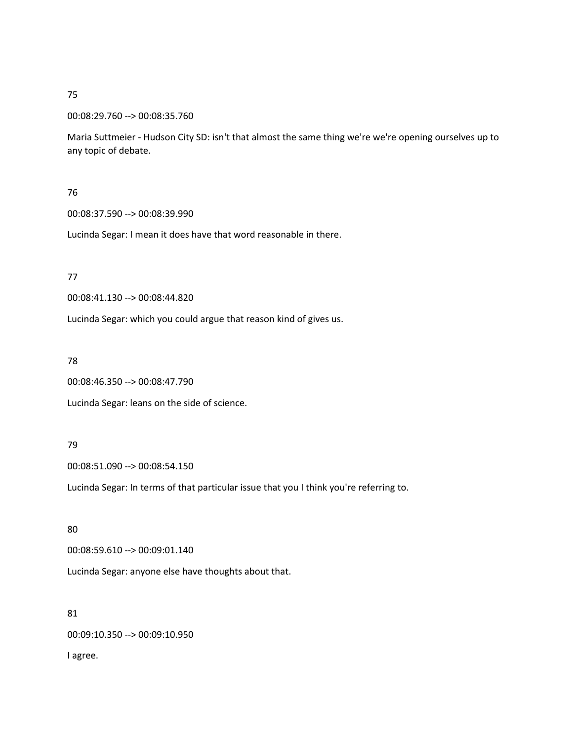75

00:08:29.760 --> 00:08:35.760

Maria Suttmeier - Hudson City SD: isn't that almost the same thing we're we're opening ourselves up to any topic of debate.

76

00:08:37.590 --> 00:08:39.990

Lucinda Segar: I mean it does have that word reasonable in there.

77

00:08:41.130 --> 00:08:44.820

Lucinda Segar: which you could argue that reason kind of gives us.

78

00:08:46.350 --> 00:08:47.790

Lucinda Segar: leans on the side of science.

79

00:08:51.090 --> 00:08:54.150

Lucinda Segar: In terms of that particular issue that you I think you're referring to.

80

00:08:59.610 --> 00:09:01.140

Lucinda Segar: anyone else have thoughts about that.

81

00:09:10.350 --> 00:09:10.950

I agree.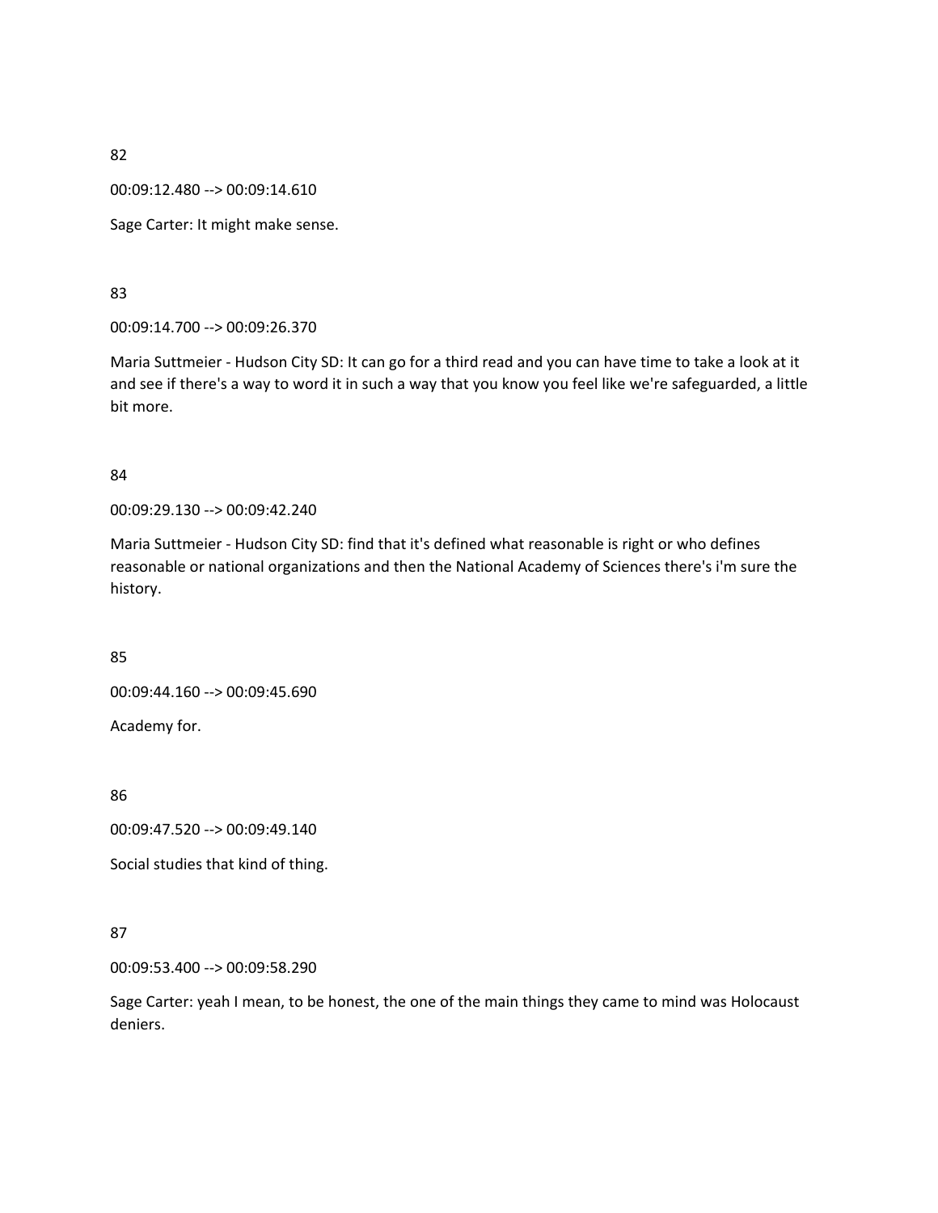82

00:09:12.480 --> 00:09:14.610

Sage Carter: It might make sense.

83

00:09:14.700 --> 00:09:26.370

Maria Suttmeier - Hudson City SD: It can go for a third read and you can have time to take a look at it and see if there's a way to word it in such a way that you know you feel like we're safeguarded, a little bit more.

84

00:09:29.130 --> 00:09:42.240

Maria Suttmeier - Hudson City SD: find that it's defined what reasonable is right or who defines reasonable or national organizations and then the National Academy of Sciences there's i'm sure the history.

85

00:09:44.160 --> 00:09:45.690

Academy for.

86

00:09:47.520 --> 00:09:49.140

Social studies that kind of thing.

87

00:09:53.400 --> 00:09:58.290

Sage Carter: yeah I mean, to be honest, the one of the main things they came to mind was Holocaust deniers.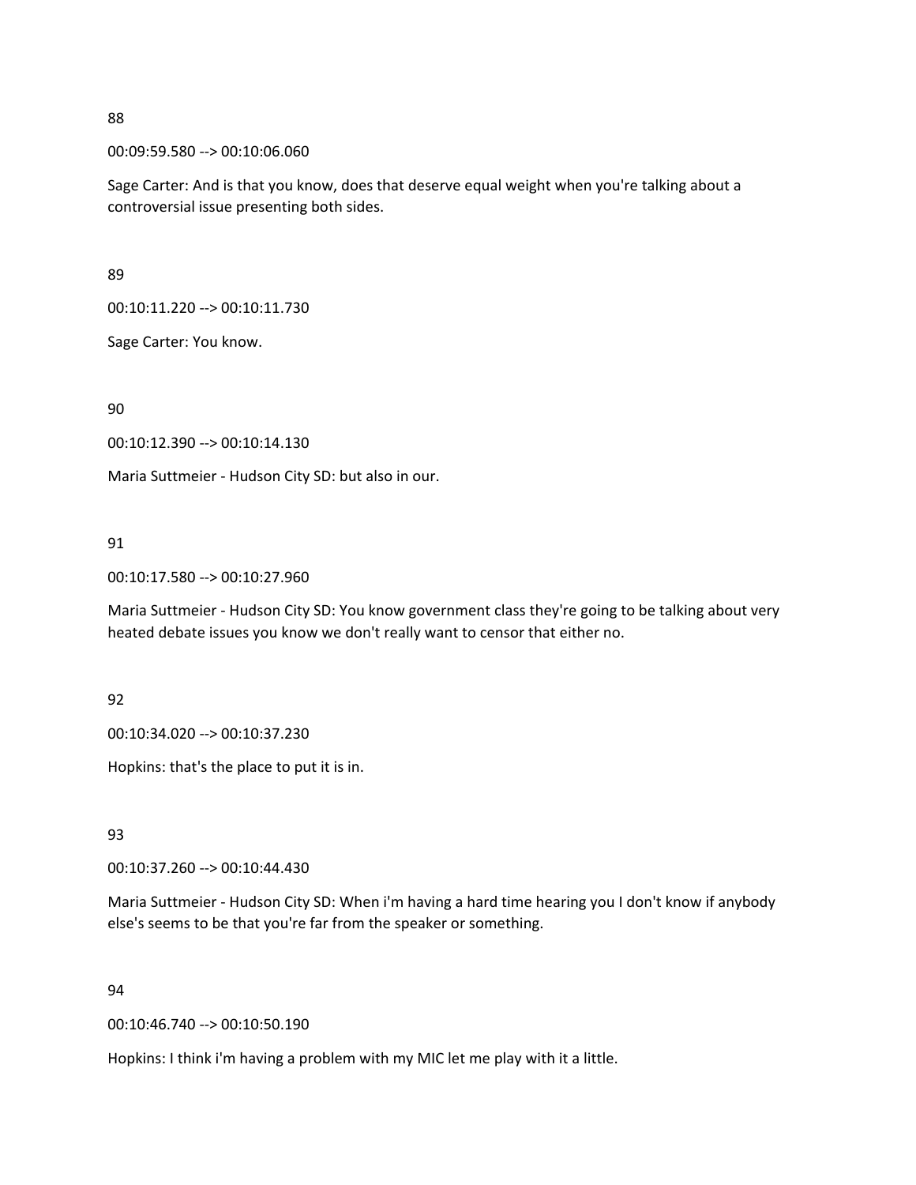88

00:09:59.580 --> 00:10:06.060

Sage Carter: And is that you know, does that deserve equal weight when you're talking about a controversial issue presenting both sides.

89

00:10:11.220 --> 00:10:11.730

Sage Carter: You know.

90

00:10:12.390 --> 00:10:14.130

Maria Suttmeier - Hudson City SD: but also in our.

91

00:10:17.580 --> 00:10:27.960

Maria Suttmeier - Hudson City SD: You know government class they're going to be talking about very heated debate issues you know we don't really want to censor that either no.

92

00:10:34.020 --> 00:10:37.230

Hopkins: that's the place to put it is in.

93

00:10:37.260 --> 00:10:44.430

Maria Suttmeier - Hudson City SD: When i'm having a hard time hearing you I don't know if anybody else's seems to be that you're far from the speaker or something.

94

00:10:46.740 --> 00:10:50.190

Hopkins: I think i'm having a problem with my MIC let me play with it a little.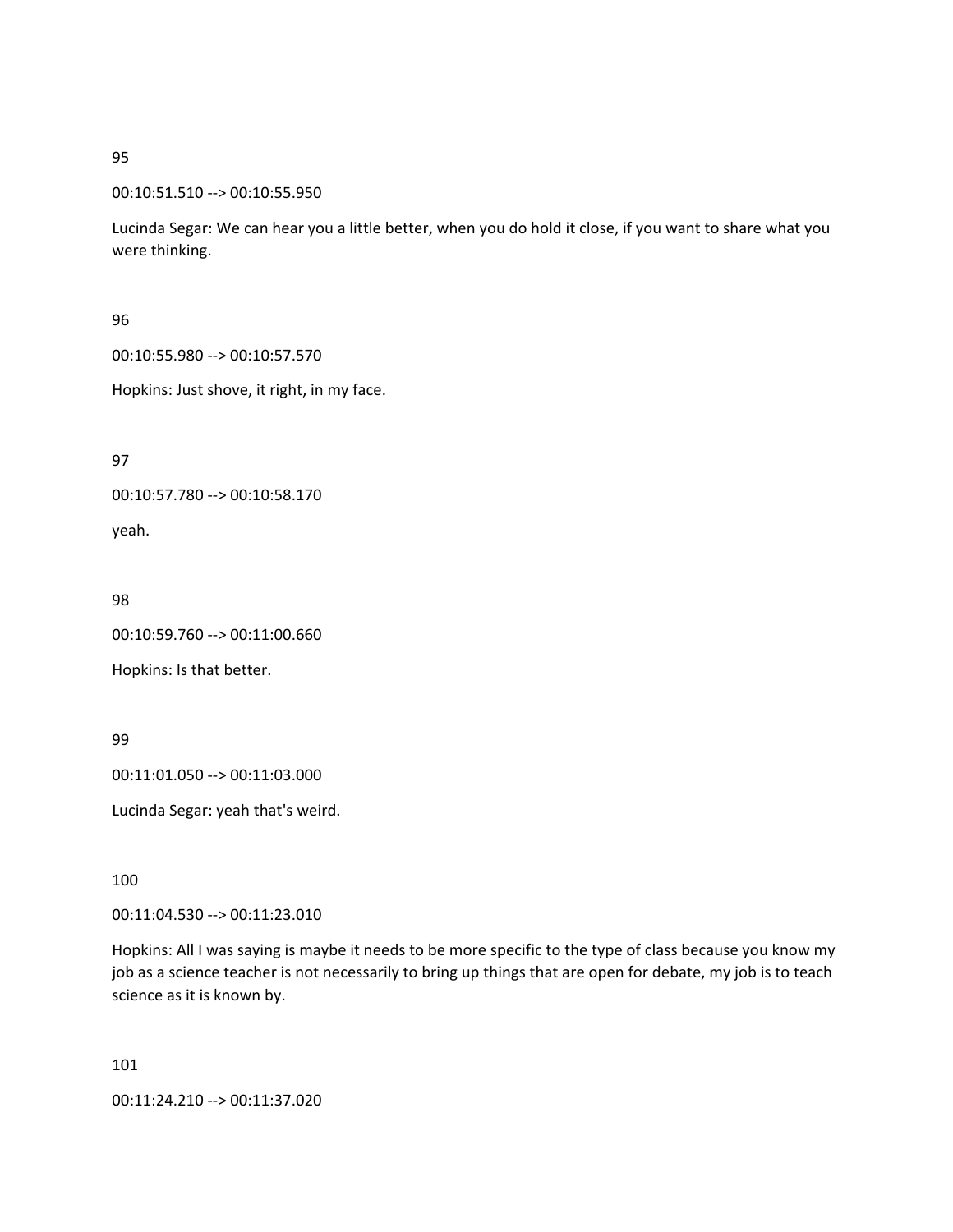95

00:10:51.510 --> 00:10:55.950

Lucinda Segar: We can hear you a little better, when you do hold it close, if you want to share what you were thinking.

96

00:10:55.980 --> 00:10:57.570

Hopkins: Just shove, it right, in my face.

97

00:10:57.780 --> 00:10:58.170

yeah.

98

00:10:59.760 --> 00:11:00.660

Hopkins: Is that better.

99

00:11:01.050 --> 00:11:03.000

Lucinda Segar: yeah that's weird.

100

00:11:04.530 --> 00:11:23.010

Hopkins: All I was saying is maybe it needs to be more specific to the type of class because you know my job as a science teacher is not necessarily to bring up things that are open for debate, my job is to teach science as it is known by.

101

00:11:24.210 --> 00:11:37.020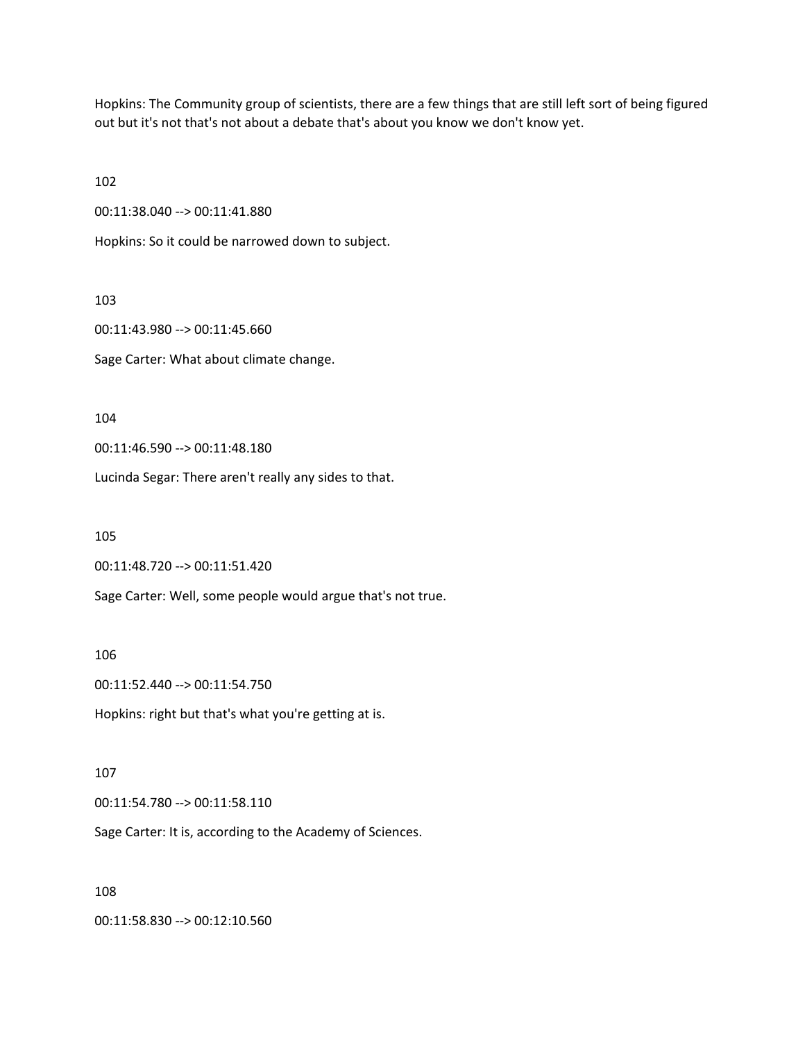Hopkins: The Community group of scientists, there are a few things that are still left sort of being figured out but it's not that's not about a debate that's about you know we don't know yet.

102

00:11:38.040 --> 00:11:41.880

Hopkins: So it could be narrowed down to subject.

103

00:11:43.980 --> 00:11:45.660

Sage Carter: What about climate change.

104

00:11:46.590 --> 00:11:48.180

Lucinda Segar: There aren't really any sides to that.

105

00:11:48.720 --> 00:11:51.420

Sage Carter: Well, some people would argue that's not true.

106

00:11:52.440 --> 00:11:54.750

Hopkins: right but that's what you're getting at is.

107

00:11:54.780 --> 00:11:58.110

Sage Carter: It is, according to the Academy of Sciences.

108

00:11:58.830 --> 00:12:10.560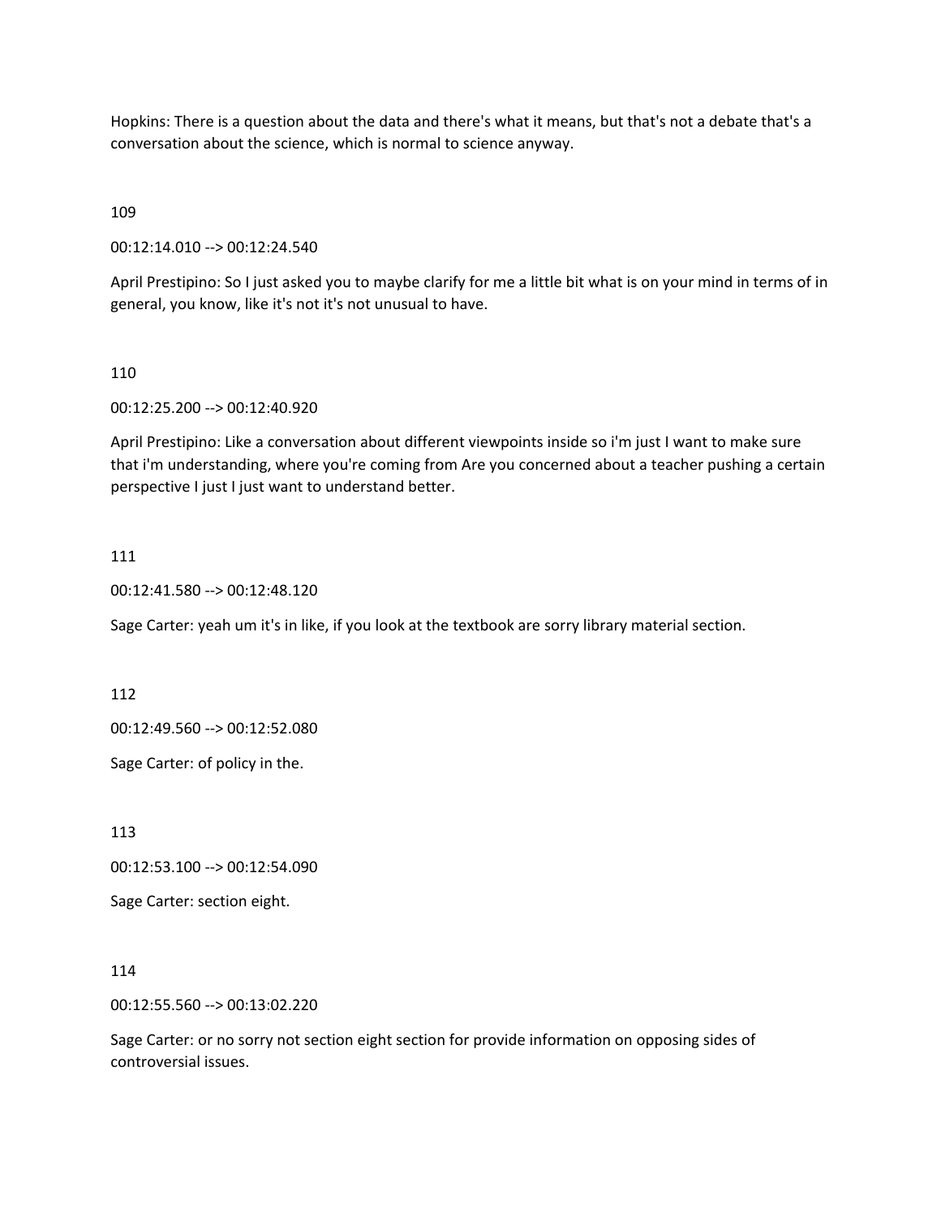Hopkins: There is a question about the data and there's what it means, but that's not a debate that's a conversation about the science, which is normal to science anyway.

109

00:12:14.010 --> 00:12:24.540

April Prestipino: So I just asked you to maybe clarify for me a little bit what is on your mind in terms of in general, you know, like it's not it's not unusual to have.

110

00:12:25.200 --> 00:12:40.920

April Prestipino: Like a conversation about different viewpoints inside so i'm just I want to make sure that i'm understanding, where you're coming from Are you concerned about a teacher pushing a certain perspective I just I just want to understand better.

111

00:12:41.580 --> 00:12:48.120

Sage Carter: yeah um it's in like, if you look at the textbook are sorry library material section.

112

00:12:49.560 --> 00:12:52.080

Sage Carter: of policy in the.

113

00:12:53.100 --> 00:12:54.090

Sage Carter: section eight.

114

00:12:55.560 --> 00:13:02.220

Sage Carter: or no sorry not section eight section for provide information on opposing sides of controversial issues.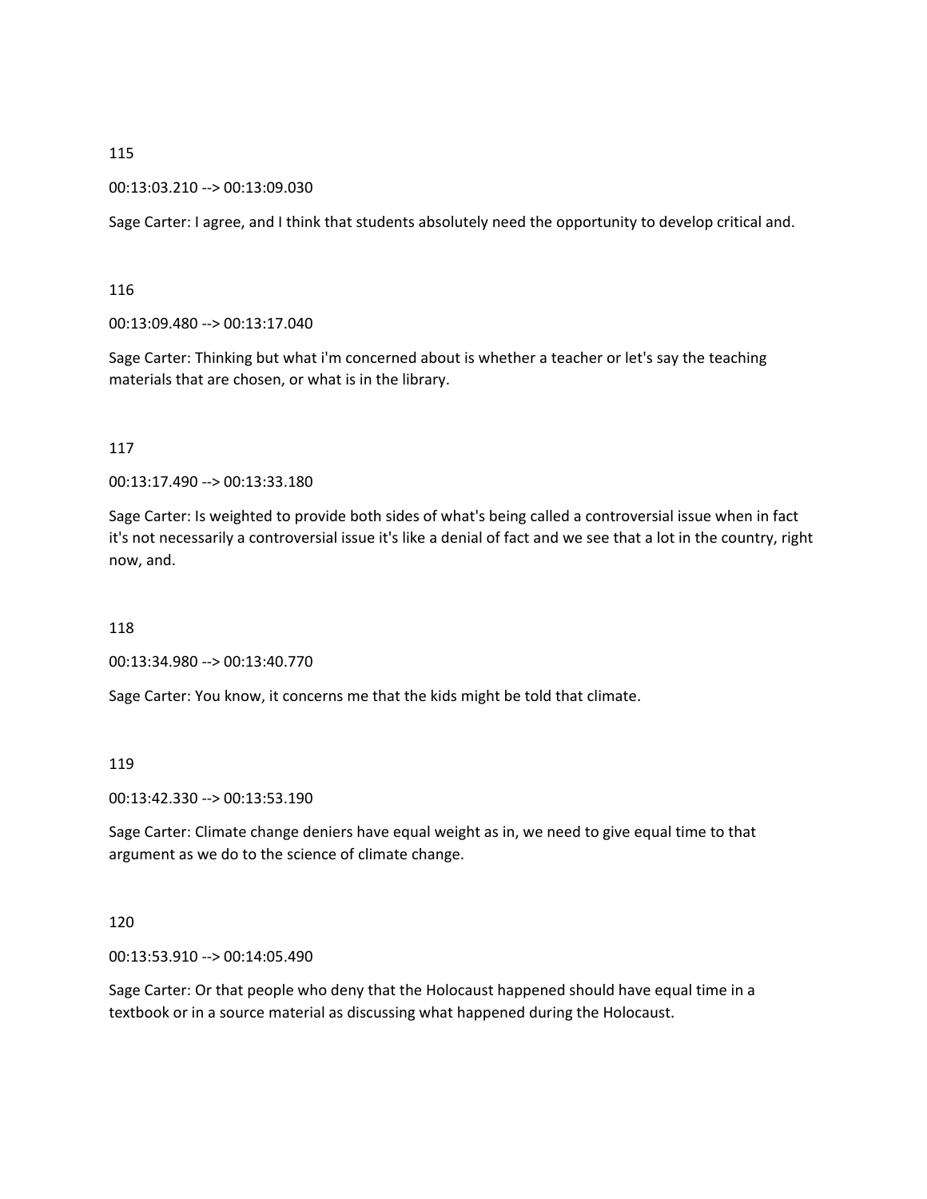115

00:13:03.210 --> 00:13:09.030

Sage Carter: I agree, and I think that students absolutely need the opportunity to develop critical and.

116

00:13:09.480 --> 00:13:17.040

Sage Carter: Thinking but what i'm concerned about is whether a teacher or let's say the teaching materials that are chosen, or what is in the library.

117

00:13:17.490 --> 00:13:33.180

Sage Carter: Is weighted to provide both sides of what's being called a controversial issue when in fact it's not necessarily a controversial issue it's like a denial of fact and we see that a lot in the country, right now, and.

118

00:13:34.980 --> 00:13:40.770

Sage Carter: You know, it concerns me that the kids might be told that climate.

119

00:13:42.330 --> 00:13:53.190

Sage Carter: Climate change deniers have equal weight as in, we need to give equal time to that argument as we do to the science of climate change.

120

00:13:53.910 --> 00:14:05.490

Sage Carter: Or that people who deny that the Holocaust happened should have equal time in a textbook or in a source material as discussing what happened during the Holocaust.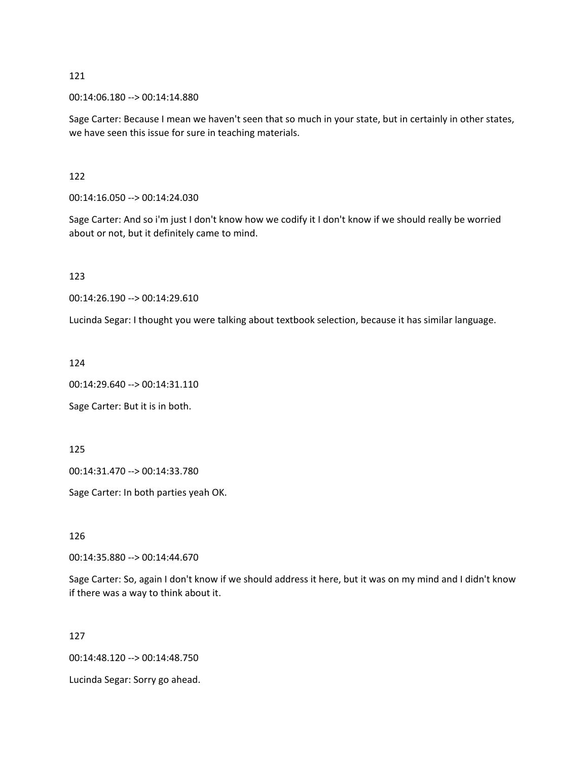121

00:14:06.180 --> 00:14:14.880

Sage Carter: Because I mean we haven't seen that so much in your state, but in certainly in other states, we have seen this issue for sure in teaching materials.

122

00:14:16.050 --> 00:14:24.030

Sage Carter: And so i'm just I don't know how we codify it I don't know if we should really be worried about or not, but it definitely came to mind.

123

00:14:26.190 --> 00:14:29.610

Lucinda Segar: I thought you were talking about textbook selection, because it has similar language.

124

00:14:29.640 --> 00:14:31.110

Sage Carter: But it is in both.

125

00:14:31.470 --> 00:14:33.780

Sage Carter: In both parties yeah OK.

126

00:14:35.880 --> 00:14:44.670

Sage Carter: So, again I don't know if we should address it here, but it was on my mind and I didn't know if there was a way to think about it.

127

00:14:48.120 --> 00:14:48.750

Lucinda Segar: Sorry go ahead.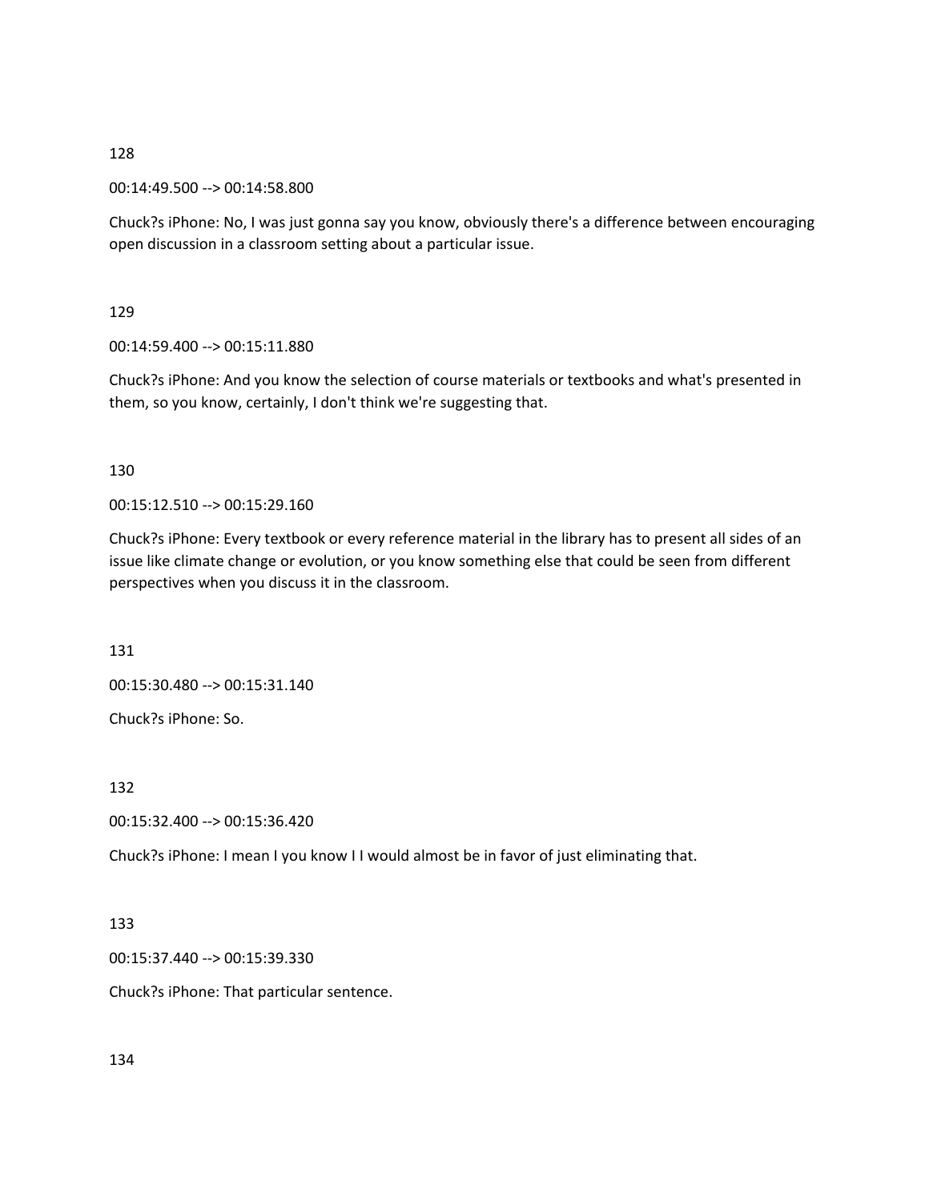128

00:14:49.500 --> 00:14:58.800

Chuck?s iPhone: No, I was just gonna say you know, obviously there's a difference between encouraging open discussion in a classroom setting about a particular issue.

129

00:14:59.400 --> 00:15:11.880

Chuck?s iPhone: And you know the selection of course materials or textbooks and what's presented in them, so you know, certainly, I don't think we're suggesting that.

130

00:15:12.510 --> 00:15:29.160

Chuck?s iPhone: Every textbook or every reference material in the library has to present all sides of an issue like climate change or evolution, or you know something else that could be seen from different perspectives when you discuss it in the classroom.

131

00:15:30.480 --> 00:15:31.140

Chuck?s iPhone: So.

132

00:15:32.400 --> 00:15:36.420

Chuck?s iPhone: I mean I you know I I would almost be in favor of just eliminating that.

133

00:15:37.440 --> 00:15:39.330

Chuck?s iPhone: That particular sentence.

134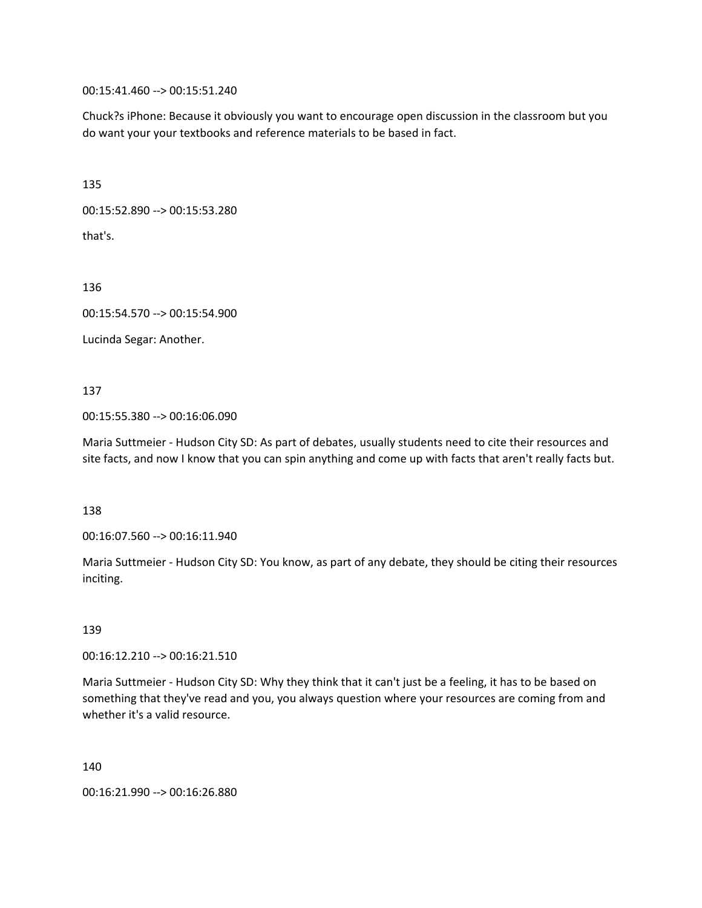00:15:41.460 --> 00:15:51.240

Chuck?s iPhone: Because it obviously you want to encourage open discussion in the classroom but you do want your your textbooks and reference materials to be based in fact.

135

00:15:52.890 --> 00:15:53.280

that's.

136

00:15:54.570 --> 00:15:54.900

Lucinda Segar: Another.

137

00:15:55.380 --> 00:16:06.090

Maria Suttmeier - Hudson City SD: As part of debates, usually students need to cite their resources and site facts, and now I know that you can spin anything and come up with facts that aren't really facts but.

138

00:16:07.560 --> 00:16:11.940

Maria Suttmeier - Hudson City SD: You know, as part of any debate, they should be citing their resources inciting.

139

00:16:12.210 --> 00:16:21.510

Maria Suttmeier - Hudson City SD: Why they think that it can't just be a feeling, it has to be based on something that they've read and you, you always question where your resources are coming from and whether it's a valid resource.

140

00:16:21.990 --> 00:16:26.880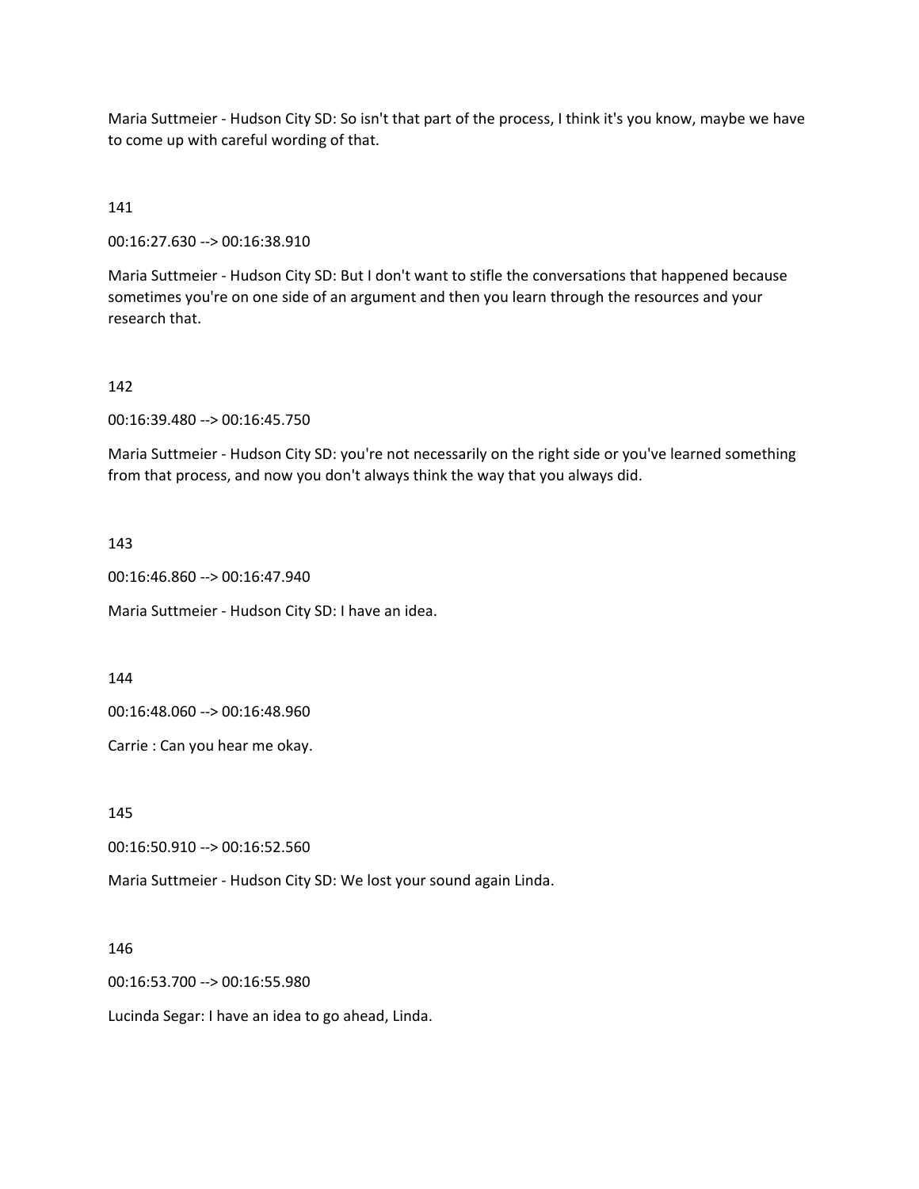Maria Suttmeier - Hudson City SD: So isn't that part of the process, I think it's you know, maybe we have to come up with careful wording of that.

141

00:16:27.630 --> 00:16:38.910

Maria Suttmeier - Hudson City SD: But I don't want to stifle the conversations that happened because sometimes you're on one side of an argument and then you learn through the resources and your research that.

142

00:16:39.480 --> 00:16:45.750

Maria Suttmeier - Hudson City SD: you're not necessarily on the right side or you've learned something from that process, and now you don't always think the way that you always did.

143

00:16:46.860 --> 00:16:47.940

Maria Suttmeier - Hudson City SD: I have an idea.

144

00:16:48.060 --> 00:16:48.960

Carrie : Can you hear me okay.

145

00:16:50.910 --> 00:16:52.560

Maria Suttmeier - Hudson City SD: We lost your sound again Linda.

146

00:16:53.700 --> 00:16:55.980

Lucinda Segar: I have an idea to go ahead, Linda.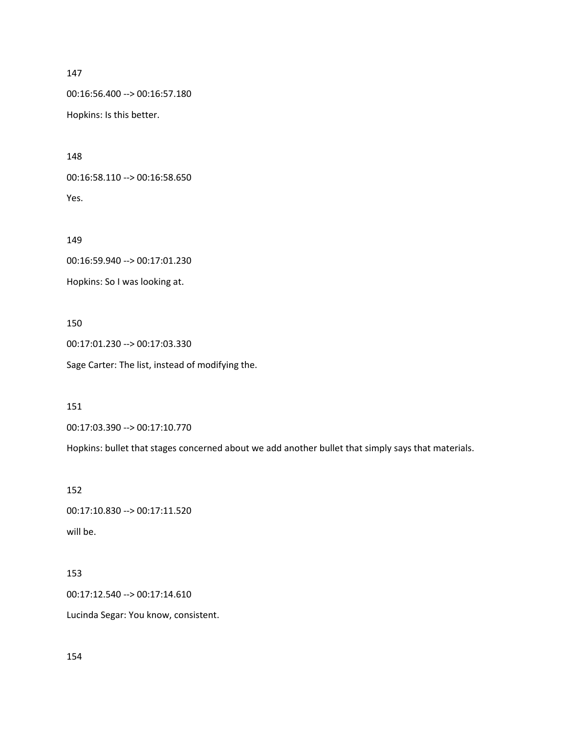147

00:16:56.400 --> 00:16:57.180

Hopkins: Is this better.

148

00:16:58.110 --> 00:16:58.650

Yes.

149

00:16:59.940 --> 00:17:01.230

Hopkins: So I was looking at.

150

00:17:01.230 --> 00:17:03.330

Sage Carter: The list, instead of modifying the.

151

00:17:03.390 --> 00:17:10.770

Hopkins: bullet that stages concerned about we add another bullet that simply says that materials.

152

00:17:10.830 --> 00:17:11.520

will be.

153

00:17:12.540 --> 00:17:14.610

Lucinda Segar: You know, consistent.

154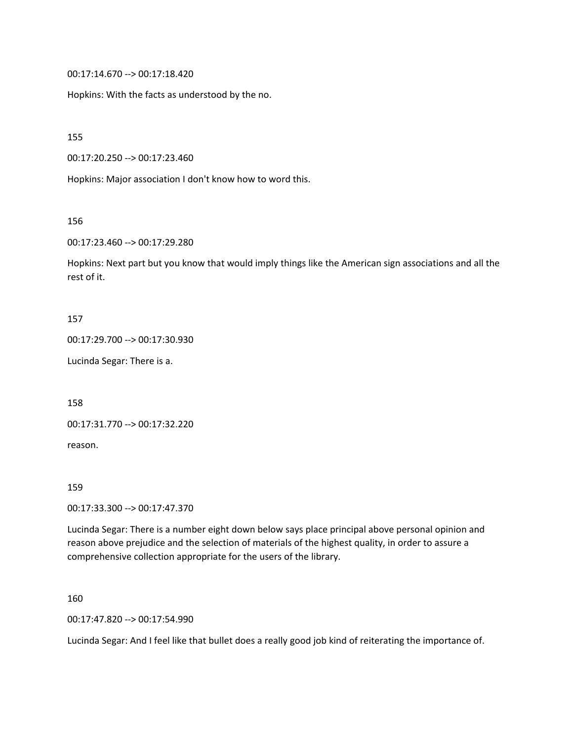00:17:14.670 --> 00:17:18.420

Hopkins: With the facts as understood by the no.

155

00:17:20.250 --> 00:17:23.460

Hopkins: Major association I don't know how to word this.

156

00:17:23.460 --> 00:17:29.280

Hopkins: Next part but you know that would imply things like the American sign associations and all the rest of it.

157

00:17:29.700 --> 00:17:30.930

Lucinda Segar: There is a.

158

00:17:31.770 --> 00:17:32.220

reason.

159

00:17:33.300 --> 00:17:47.370

Lucinda Segar: There is a number eight down below says place principal above personal opinion and reason above prejudice and the selection of materials of the highest quality, in order to assure a comprehensive collection appropriate for the users of the library.

160

00:17:47.820 --> 00:17:54.990

Lucinda Segar: And I feel like that bullet does a really good job kind of reiterating the importance of.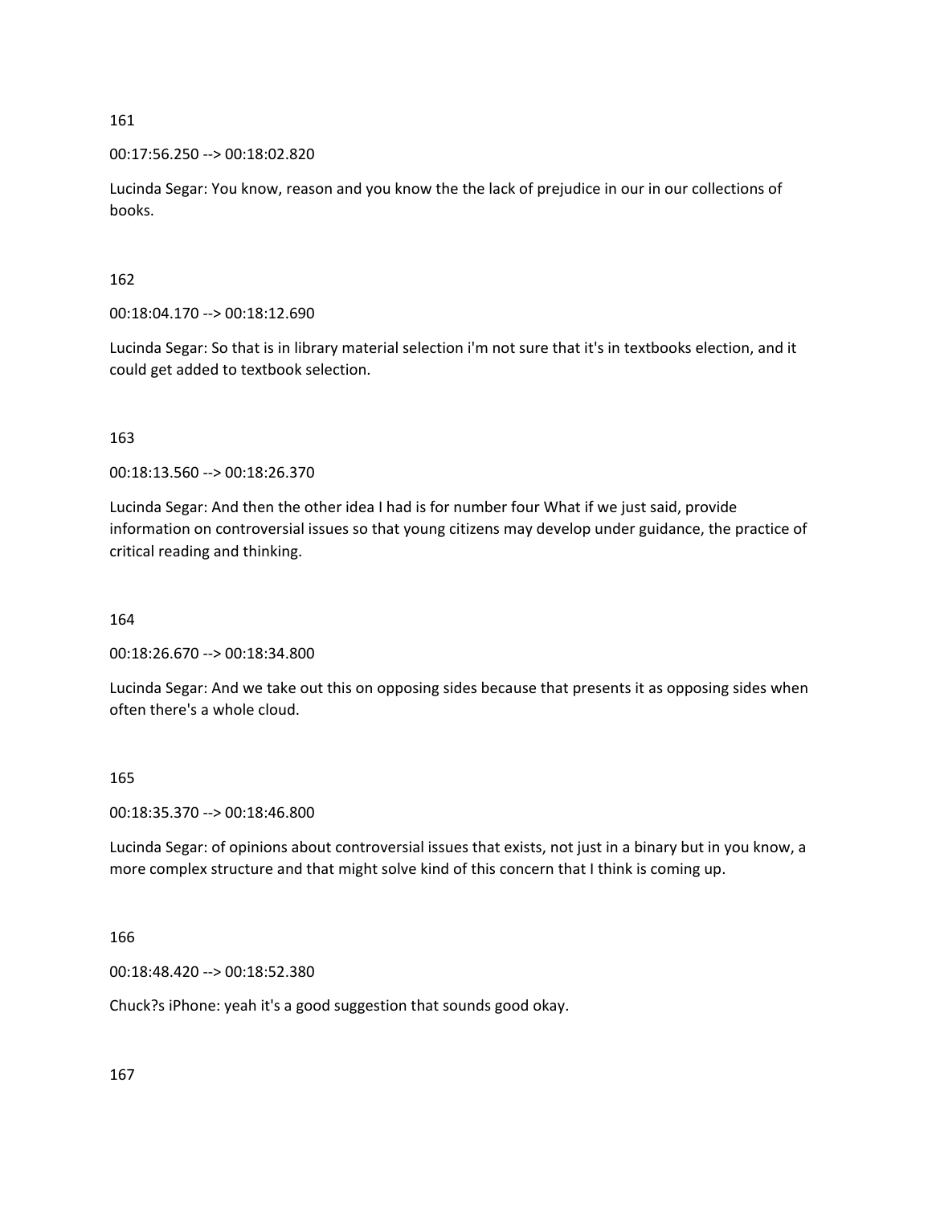161

00:17:56.250 --> 00:18:02.820

Lucinda Segar: You know, reason and you know the the lack of prejudice in our in our collections of books.

162

00:18:04.170 --> 00:18:12.690

Lucinda Segar: So that is in library material selection i'm not sure that it's in textbooks election, and it could get added to textbook selection.

163

00:18:13.560 --> 00:18:26.370

Lucinda Segar: And then the other idea I had is for number four What if we just said, provide information on controversial issues so that young citizens may develop under guidance, the practice of critical reading and thinking.

164

00:18:26.670 --> 00:18:34.800

Lucinda Segar: And we take out this on opposing sides because that presents it as opposing sides when often there's a whole cloud.

165

00:18:35.370 --> 00:18:46.800

Lucinda Segar: of opinions about controversial issues that exists, not just in a binary but in you know, a more complex structure and that might solve kind of this concern that I think is coming up.

166

00:18:48.420 --> 00:18:52.380

Chuck?s iPhone: yeah it's a good suggestion that sounds good okay.

167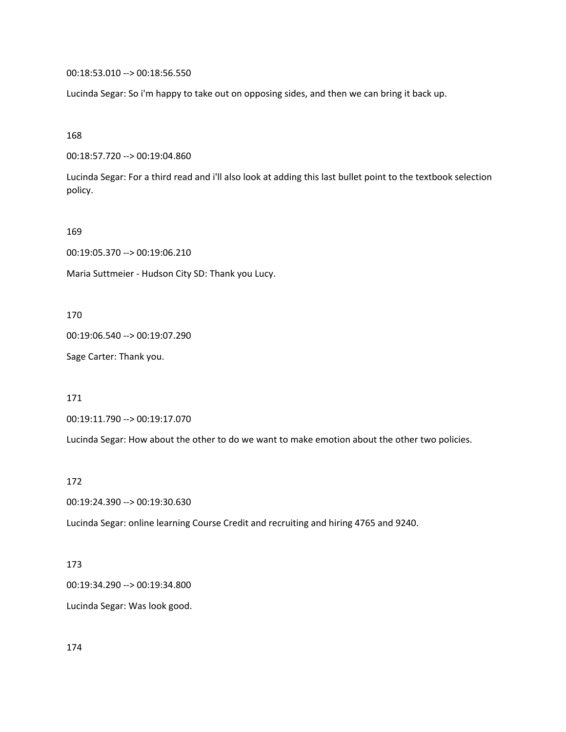00:18:53.010 --> 00:18:56.550

Lucinda Segar: So i'm happy to take out on opposing sides, and then we can bring it back up.

168

00:18:57.720 --> 00:19:04.860

Lucinda Segar: For a third read and i'll also look at adding this last bullet point to the textbook selection policy.

169

00:19:05.370 --> 00:19:06.210

Maria Suttmeier - Hudson City SD: Thank you Lucy.

170

00:19:06.540 --> 00:19:07.290

Sage Carter: Thank you.

171

00:19:11.790 --> 00:19:17.070

Lucinda Segar: How about the other to do we want to make emotion about the other two policies.

172

00:19:24.390 --> 00:19:30.630

Lucinda Segar: online learning Course Credit and recruiting and hiring 4765 and 9240.

173

00:19:34.290 --> 00:19:34.800

Lucinda Segar: Was look good.

174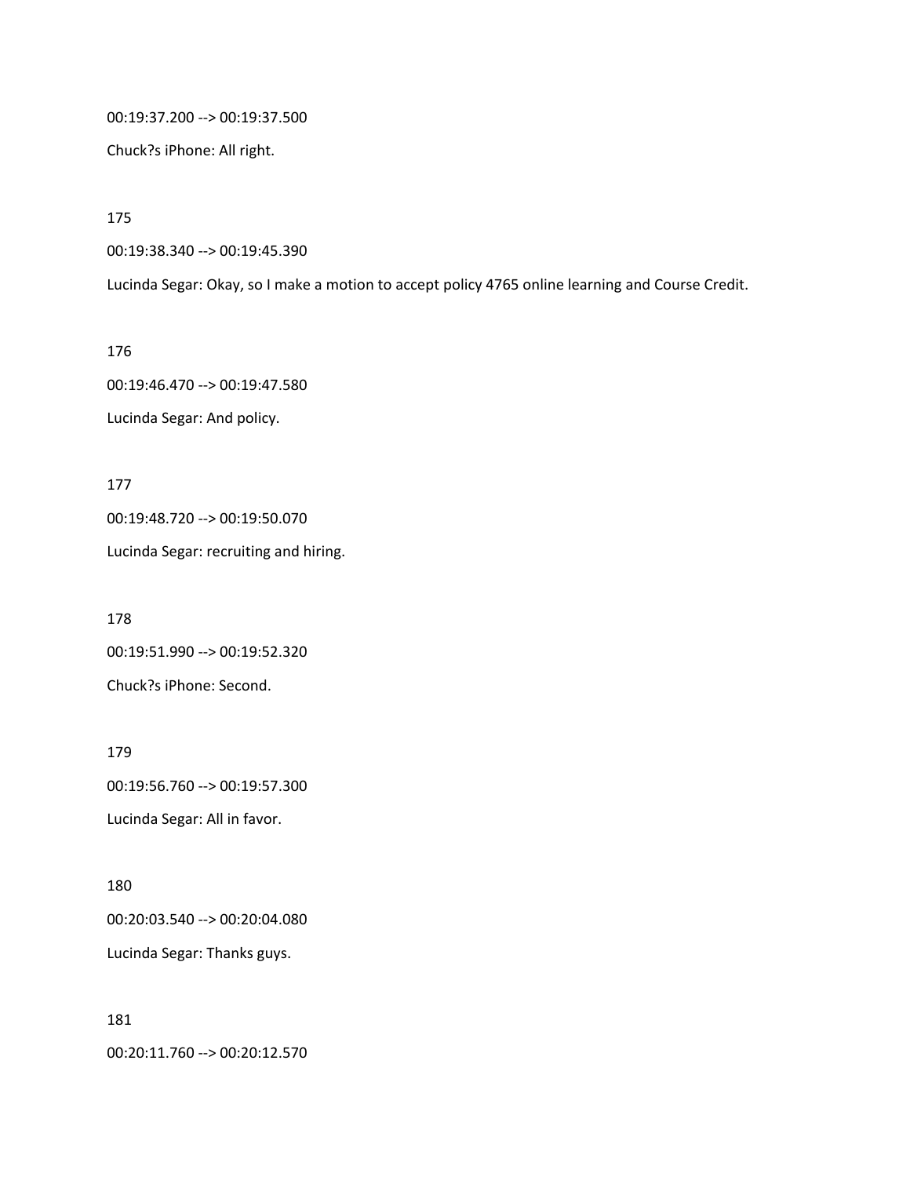00:19:37.200 --> 00:19:37.500

Chuck?s iPhone: All right.

175

00:19:38.340 --> 00:19:45.390

Lucinda Segar: Okay, so I make a motion to accept policy 4765 online learning and Course Credit.

176

00:19:46.470 --> 00:19:47.580

Lucinda Segar: And policy.

177

00:19:48.720 --> 00:19:50.070

Lucinda Segar: recruiting and hiring.

178

00:19:51.990 --> 00:19:52.320

Chuck?s iPhone: Second.

179

00:19:56.760 --> 00:19:57.300

Lucinda Segar: All in favor.

180

00:20:03.540 --> 00:20:04.080

Lucinda Segar: Thanks guys.

181

00:20:11.760 --> 00:20:12.570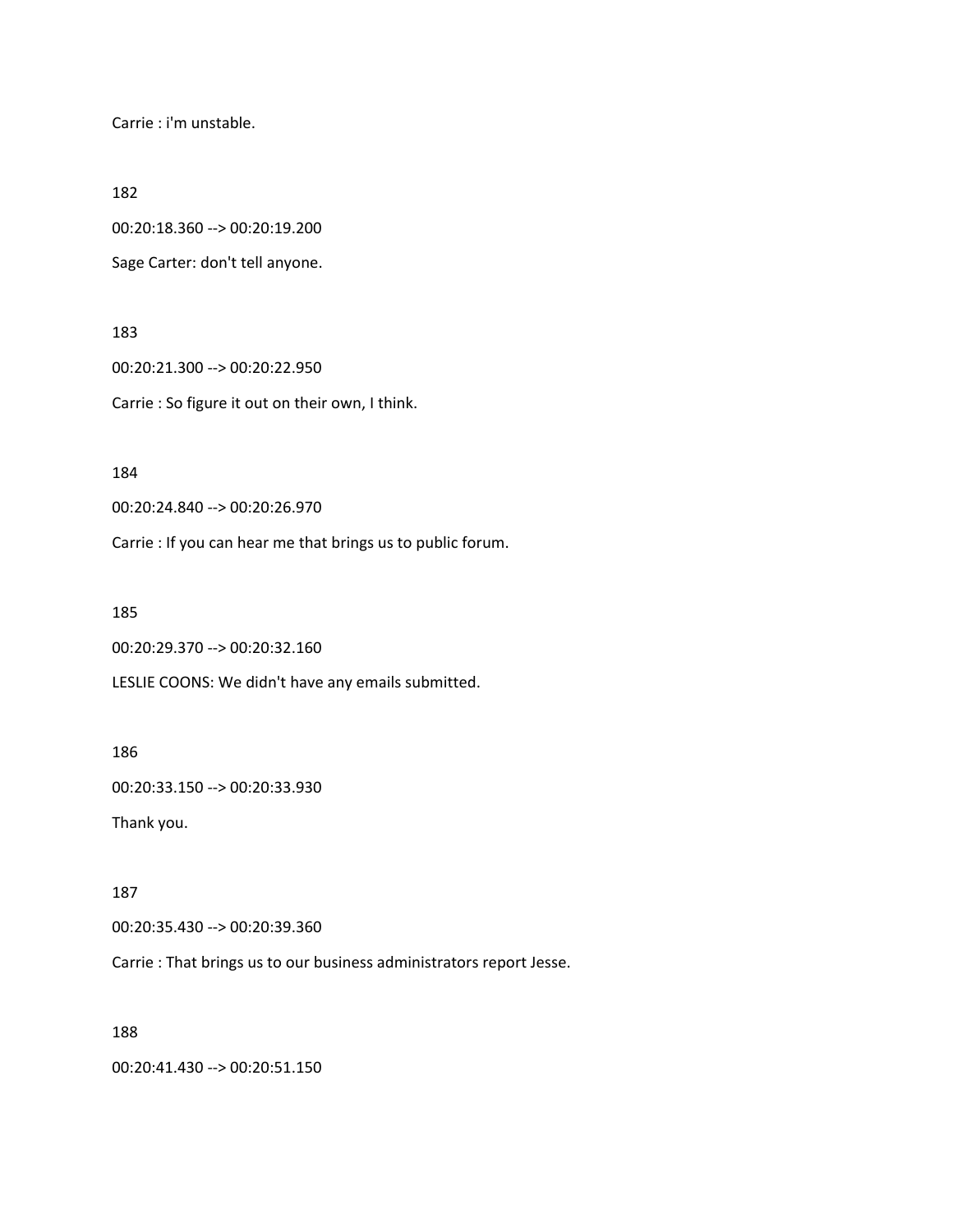Carrie : i'm unstable.

182

00:20:18.360 --> 00:20:19.200

Sage Carter: don't tell anyone.

183

00:20:21.300 --> 00:20:22.950

Carrie : So figure it out on their own, I think.

184

00:20:24.840 --> 00:20:26.970

Carrie : If you can hear me that brings us to public forum.

185

00:20:29.370 --> 00:20:32.160

LESLIE COONS: We didn't have any emails submitted.

186

00:20:33.150 --> 00:20:33.930

Thank you.

187

00:20:35.430 --> 00:20:39.360

Carrie : That brings us to our business administrators report Jesse.

188

00:20:41.430 --> 00:20:51.150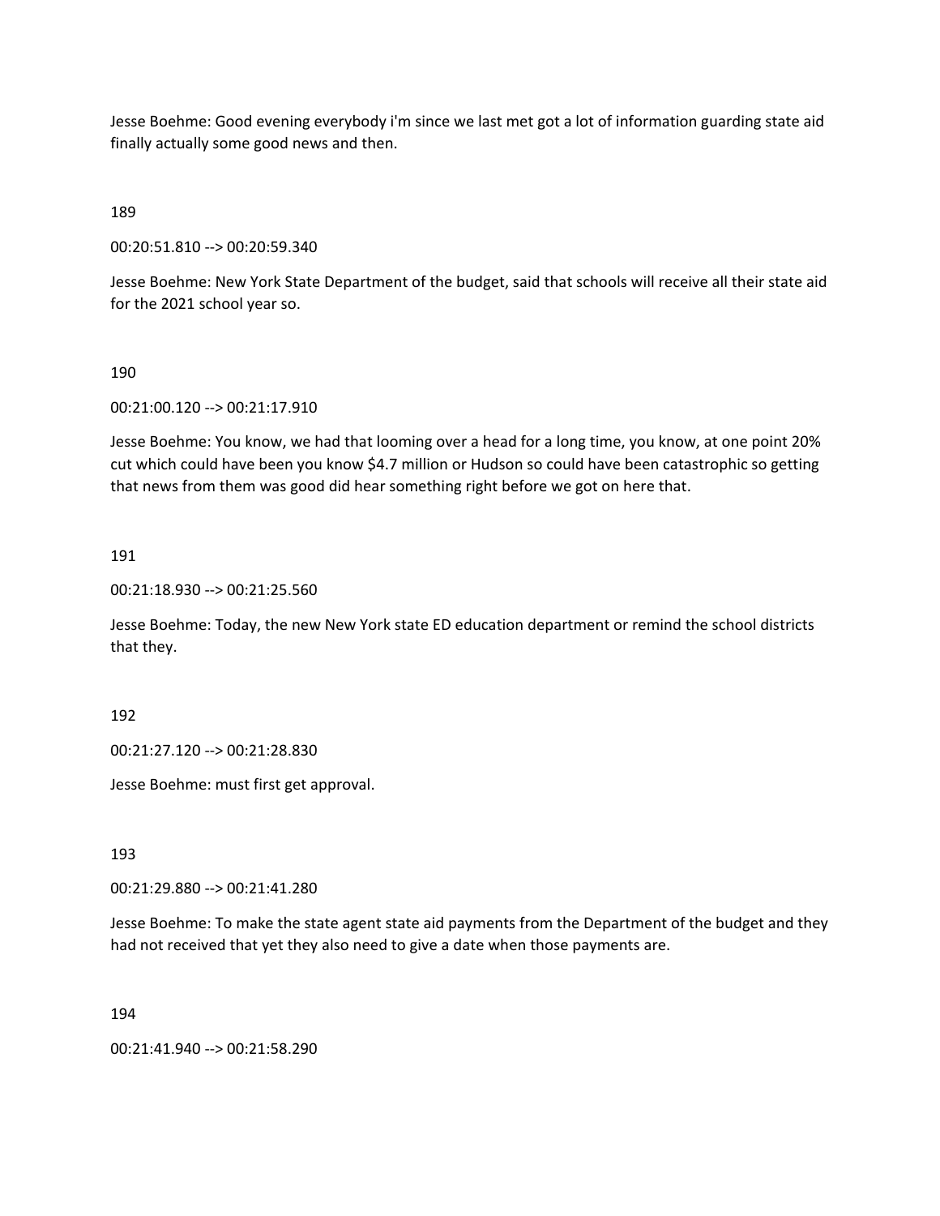Jesse Boehme: Good evening everybody i'm since we last met got a lot of information guarding state aid finally actually some good news and then.

189

00:20:51.810 --> 00:20:59.340

Jesse Boehme: New York State Department of the budget, said that schools will receive all their state aid for the 2021 school year so.

190

00:21:00.120 --> 00:21:17.910

Jesse Boehme: You know, we had that looming over a head for a long time, you know, at one point 20% cut which could have been you know $4.7 million or Hudson so could have been catastrophic so getting that news from them was good did hear something right before we got on here that.

191

00:21:18.930 --> 00:21:25.560

Jesse Boehme: Today, the new New York state ED education department or remind the school districts that they.

192

00:21:27.120 --> 00:21:28.830

Jesse Boehme: must first get approval.

193

00:21:29.880 --> 00:21:41.280

Jesse Boehme: To make the state agent state aid payments from the Department of the budget and they had not received that yet they also need to give a date when those payments are.

194

00:21:41.940 --> 00:21:58.290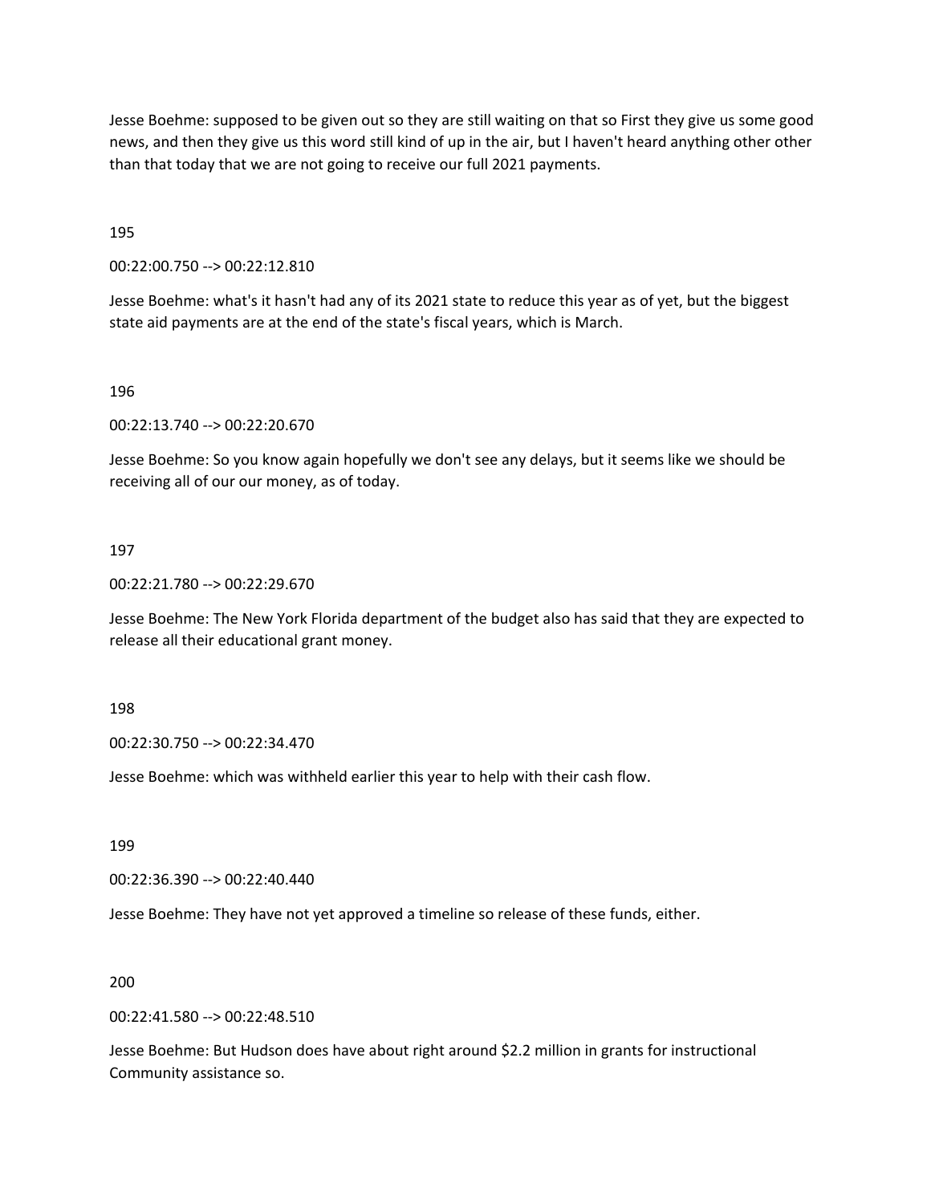Jesse Boehme: supposed to be given out so they are still waiting on that so First they give us some good news, and then they give us this word still kind of up in the air, but I haven't heard anything other other than that today that we are not going to receive our full 2021 payments.

195

00:22:00.750 --> 00:22:12.810

Jesse Boehme: what's it hasn't had any of its 2021 state to reduce this year as of yet, but the biggest state aid payments are at the end of the state's fiscal years, which is March.

196

00:22:13.740 --> 00:22:20.670

Jesse Boehme: So you know again hopefully we don't see any delays, but it seems like we should be receiving all of our our money, as of today.

197

00:22:21.780 --> 00:22:29.670

Jesse Boehme: The New York Florida department of the budget also has said that they are expected to release all their educational grant money.

198

00:22:30.750 --> 00:22:34.470

Jesse Boehme: which was withheld earlier this year to help with their cash flow.

199

00:22:36.390 --> 00:22:40.440

Jesse Boehme: They have not yet approved a timeline so release of these funds, either.

200

00:22:41.580 --> 00:22:48.510

Jesse Boehme: But Hudson does have about right around $2.2 million in grants for instructional Community assistance so.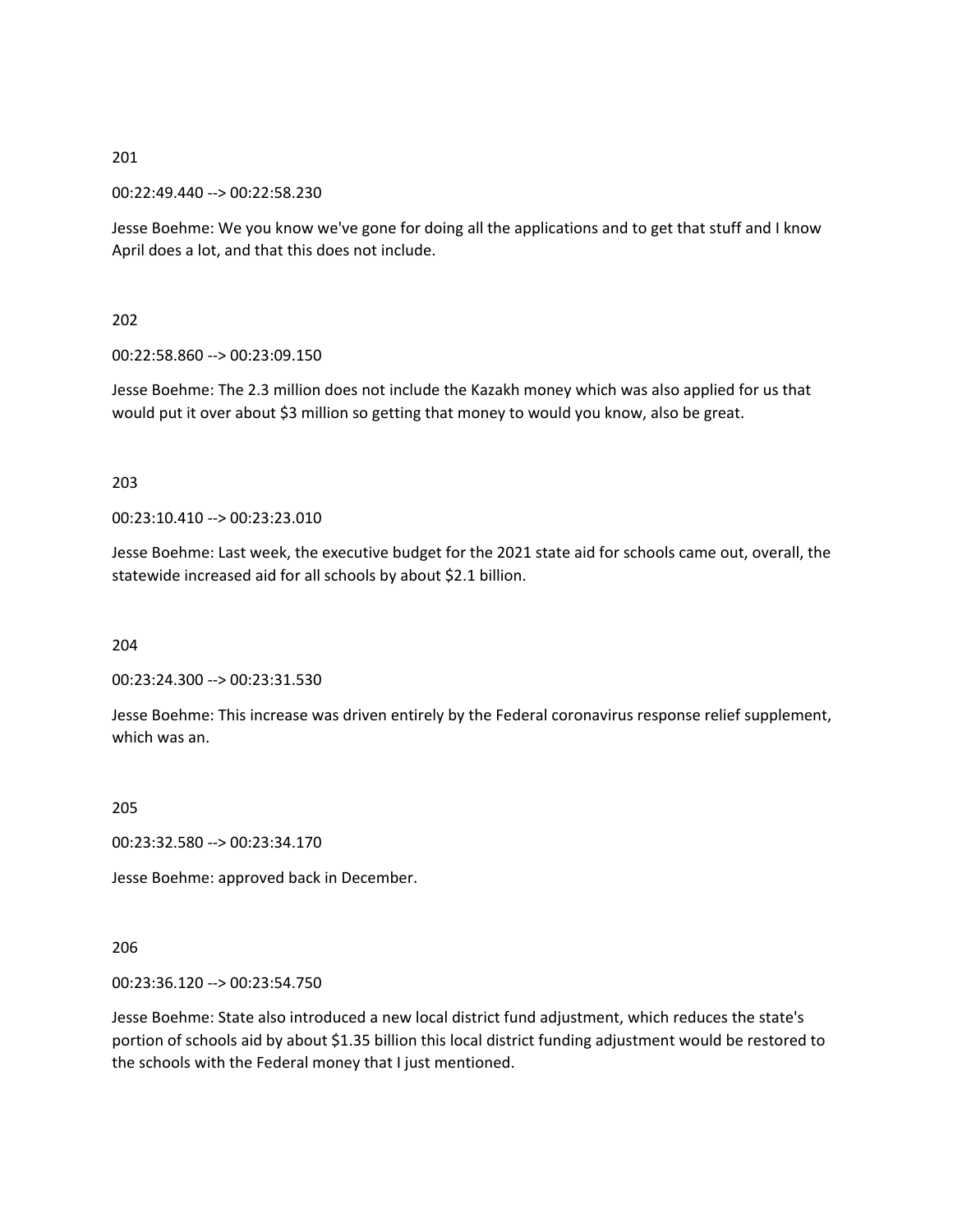201

00:22:49.440 --> 00:22:58.230

Jesse Boehme: We you know we've gone for doing all the applications and to get that stuff and I know April does a lot, and that this does not include.

202

00:22:58.860 --> 00:23:09.150

Jesse Boehme: The 2.3 million does not include the Kazakh money which was also applied for us that would put it over about $3 million so getting that money to would you know, also be great.

203

00:23:10.410 --> 00:23:23.010

Jesse Boehme: Last week, the executive budget for the 2021 state aid for schools came out, overall, the statewide increased aid for all schools by about $2.1 billion.

204

00:23:24.300 --> 00:23:31.530

Jesse Boehme: This increase was driven entirely by the Federal coronavirus response relief supplement, which was an.

205

00:23:32.580 --> 00:23:34.170

Jesse Boehme: approved back in December.

206

00:23:36.120 --> 00:23:54.750

Jesse Boehme: State also introduced a new local district fund adjustment, which reduces the state's portion of schools aid by about $1.35 billion this local district funding adjustment would be restored to the schools with the Federal money that I just mentioned.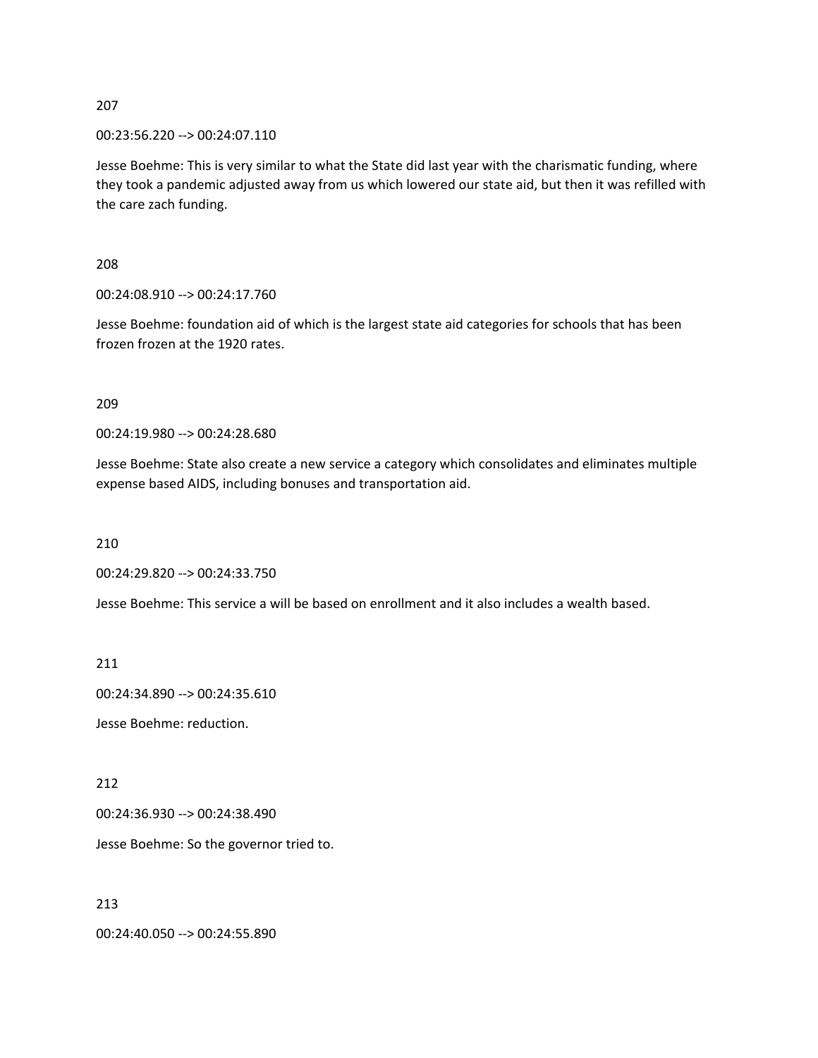207

00:23:56.220 --> 00:24:07.110

Jesse Boehme: This is very similar to what the State did last year with the charismatic funding, where they took a pandemic adjusted away from us which lowered our state aid, but then it was refilled with the care zach funding.

208

00:24:08.910 --> 00:24:17.760

Jesse Boehme: foundation aid of which is the largest state aid categories for schools that has been frozen frozen at the 1920 rates.

209

00:24:19.980 --> 00:24:28.680

Jesse Boehme: State also create a new service a category which consolidates and eliminates multiple expense based AIDS, including bonuses and transportation aid.

210

00:24:29.820 --> 00:24:33.750

Jesse Boehme: This service a will be based on enrollment and it also includes a wealth based.

211

00:24:34.890 --> 00:24:35.610

Jesse Boehme: reduction.

212

00:24:36.930 --> 00:24:38.490

Jesse Boehme: So the governor tried to.

213

00:24:40.050 --> 00:24:55.890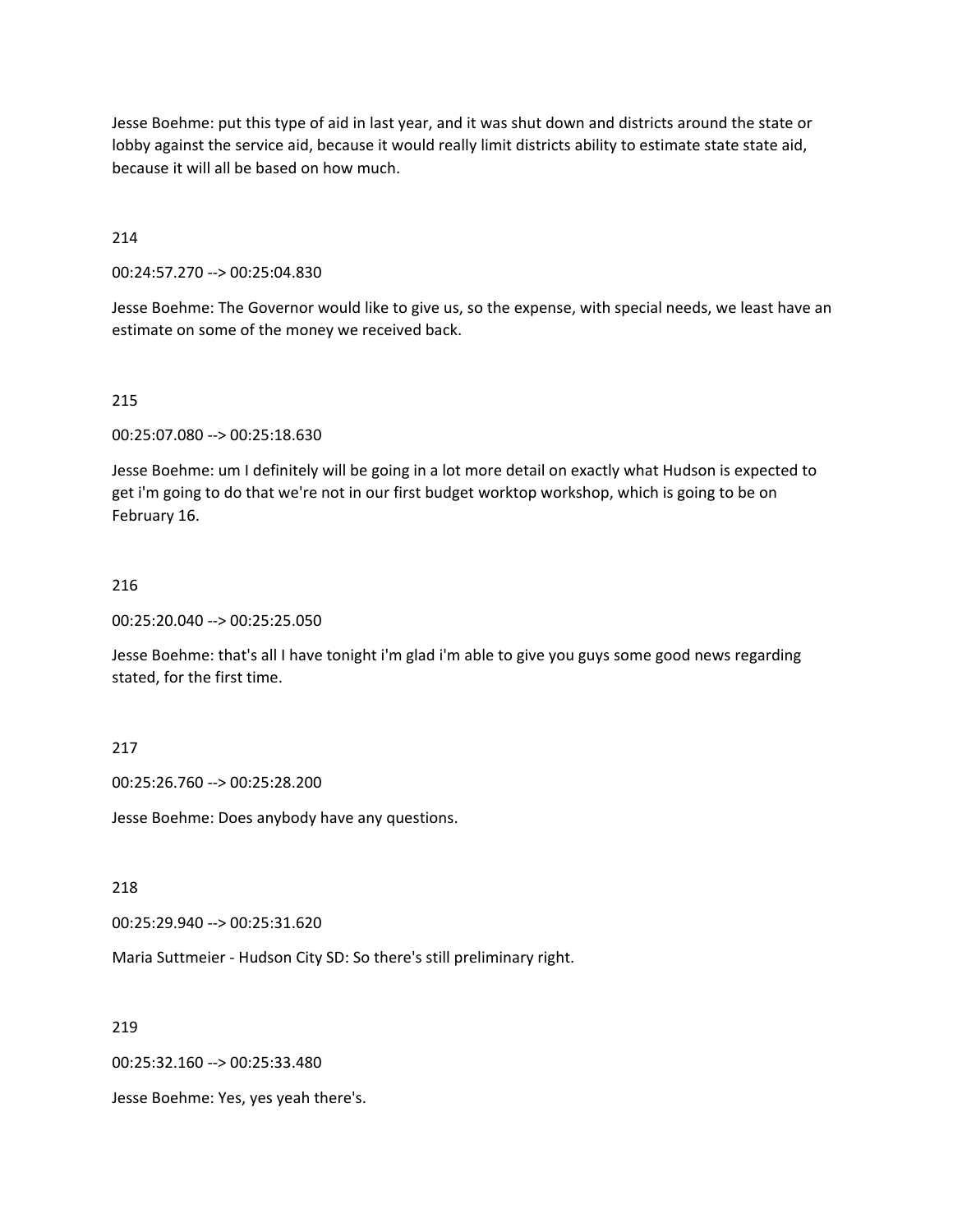Jesse Boehme: put this type of aid in last year, and it was shut down and districts around the state or lobby against the service aid, because it would really limit districts ability to estimate state state aid, because it will all be based on how much.

214

00:24:57.270 --> 00:25:04.830

Jesse Boehme: The Governor would like to give us, so the expense, with special needs, we least have an estimate on some of the money we received back.

215

00:25:07.080 --> 00:25:18.630

Jesse Boehme: um I definitely will be going in a lot more detail on exactly what Hudson is expected to get i'm going to do that we're not in our first budget worktop workshop, which is going to be on February 16.

216

00:25:20.040 --> 00:25:25.050

Jesse Boehme: that's all I have tonight i'm glad i'm able to give you guys some good news regarding stated, for the first time.

217

00:25:26.760 --> 00:25:28.200

Jesse Boehme: Does anybody have any questions.

218

00:25:29.940 --> 00:25:31.620

Maria Suttmeier - Hudson City SD: So there's still preliminary right.

219

00:25:32.160 --> 00:25:33.480

Jesse Boehme: Yes, yes yeah there's.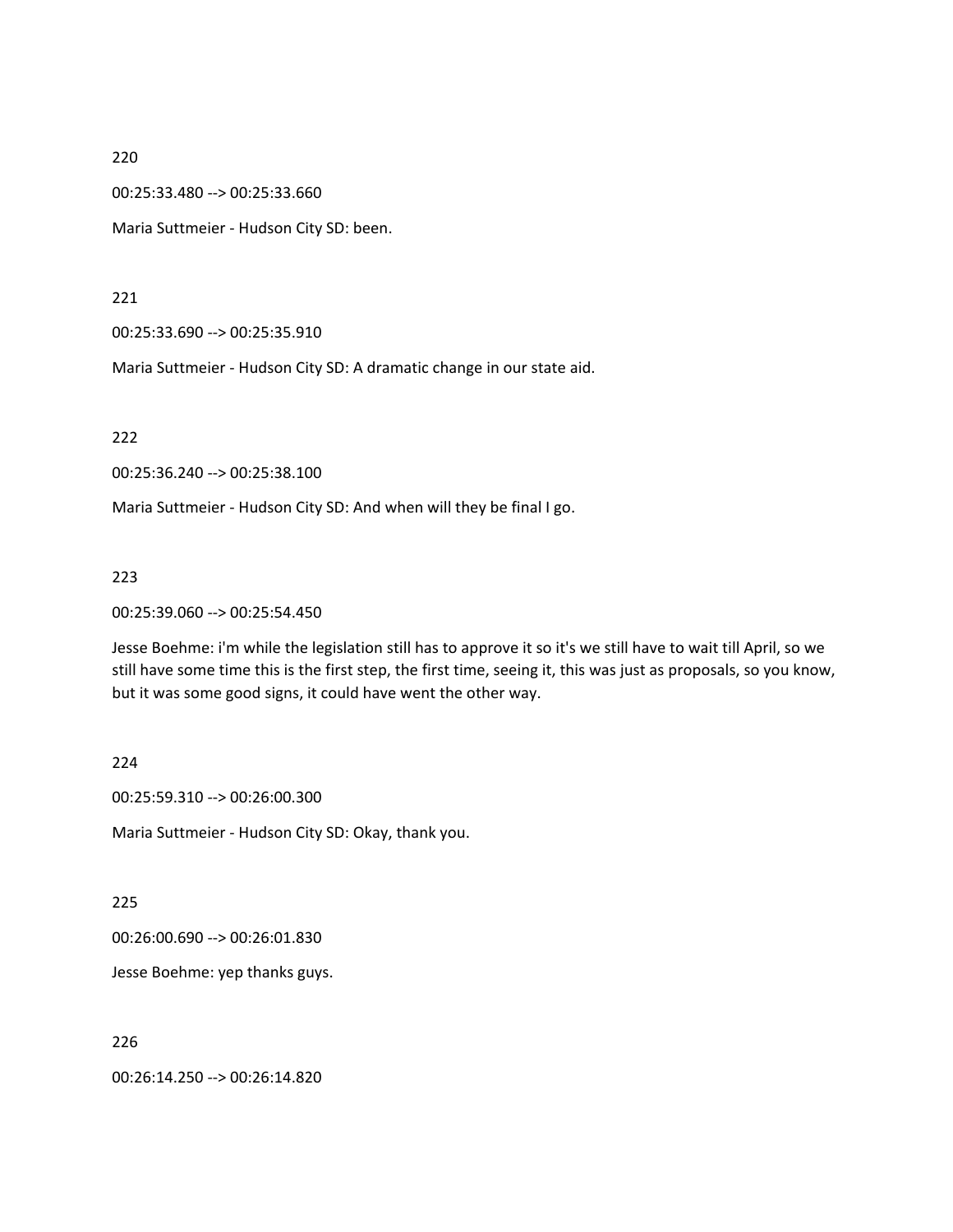220

00:25:33.480 --> 00:25:33.660

Maria Suttmeier - Hudson City SD: been.

221

00:25:33.690 --> 00:25:35.910

Maria Suttmeier - Hudson City SD: A dramatic change in our state aid.

222

00:25:36.240 --> 00:25:38.100

Maria Suttmeier - Hudson City SD: And when will they be final I go.

223

00:25:39.060 --> 00:25:54.450

Jesse Boehme: i'm while the legislation still has to approve it so it's we still have to wait till April, so we still have some time this is the first step, the first time, seeing it, this was just as proposals, so you know, but it was some good signs, it could have went the other way.

224

00:25:59.310 --> 00:26:00.300

Maria Suttmeier - Hudson City SD: Okay, thank you.

225

00:26:00.690 --> 00:26:01.830

Jesse Boehme: yep thanks guys.

226

00:26:14.250 --> 00:26:14.820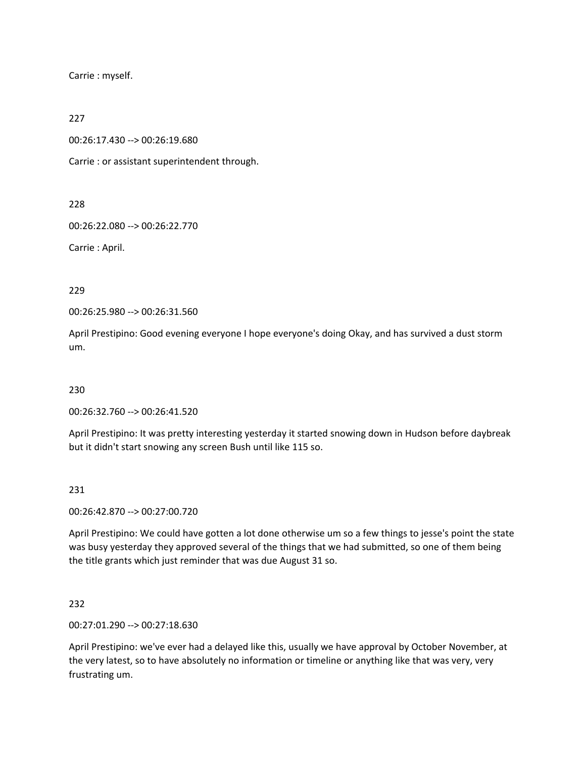Carrie : myself.

227

00:26:17.430 --> 00:26:19.680

Carrie : or assistant superintendent through.

228

00:26:22.080 --> 00:26:22.770

Carrie : April.

229

00:26:25.980 --> 00:26:31.560

April Prestipino: Good evening everyone I hope everyone's doing Okay, and has survived a dust storm um.

230

00:26:32.760 --> 00:26:41.520

April Prestipino: It was pretty interesting yesterday it started snowing down in Hudson before daybreak but it didn't start snowing any screen Bush until like 115 so.

231

00:26:42.870 --> 00:27:00.720

April Prestipino: We could have gotten a lot done otherwise um so a few things to jesse's point the state was busy yesterday they approved several of the things that we had submitted, so one of them being the title grants which just reminder that was due August 31 so.

232

00:27:01.290 --> 00:27:18.630

April Prestipino: we've ever had a delayed like this, usually we have approval by October November, at the very latest, so to have absolutely no information or timeline or anything like that was very, very frustrating um.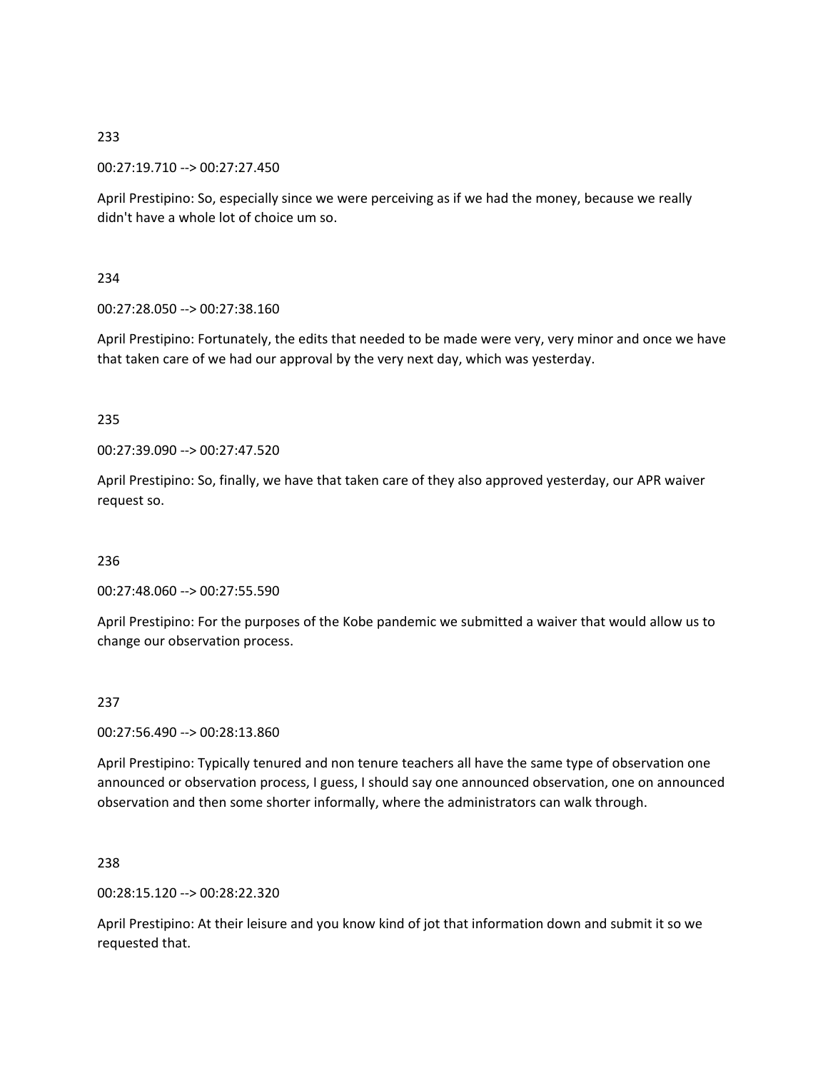233

00:27:19.710 --> 00:27:27.450

April Prestipino: So, especially since we were perceiving as if we had the money, because we really didn't have a whole lot of choice um so.

234

00:27:28.050 --> 00:27:38.160

April Prestipino: Fortunately, the edits that needed to be made were very, very minor and once we have that taken care of we had our approval by the very next day, which was yesterday.

235

00:27:39.090 --> 00:27:47.520

April Prestipino: So, finally, we have that taken care of they also approved yesterday, our APR waiver request so.

236

00:27:48.060 --> 00:27:55.590

April Prestipino: For the purposes of the Kobe pandemic we submitted a waiver that would allow us to change our observation process.

237

00:27:56.490 --> 00:28:13.860

April Prestipino: Typically tenured and non tenure teachers all have the same type of observation one announced or observation process, I guess, I should say one announced observation, one on announced observation and then some shorter informally, where the administrators can walk through.

238

00:28:15.120 --> 00:28:22.320

April Prestipino: At their leisure and you know kind of jot that information down and submit it so we requested that.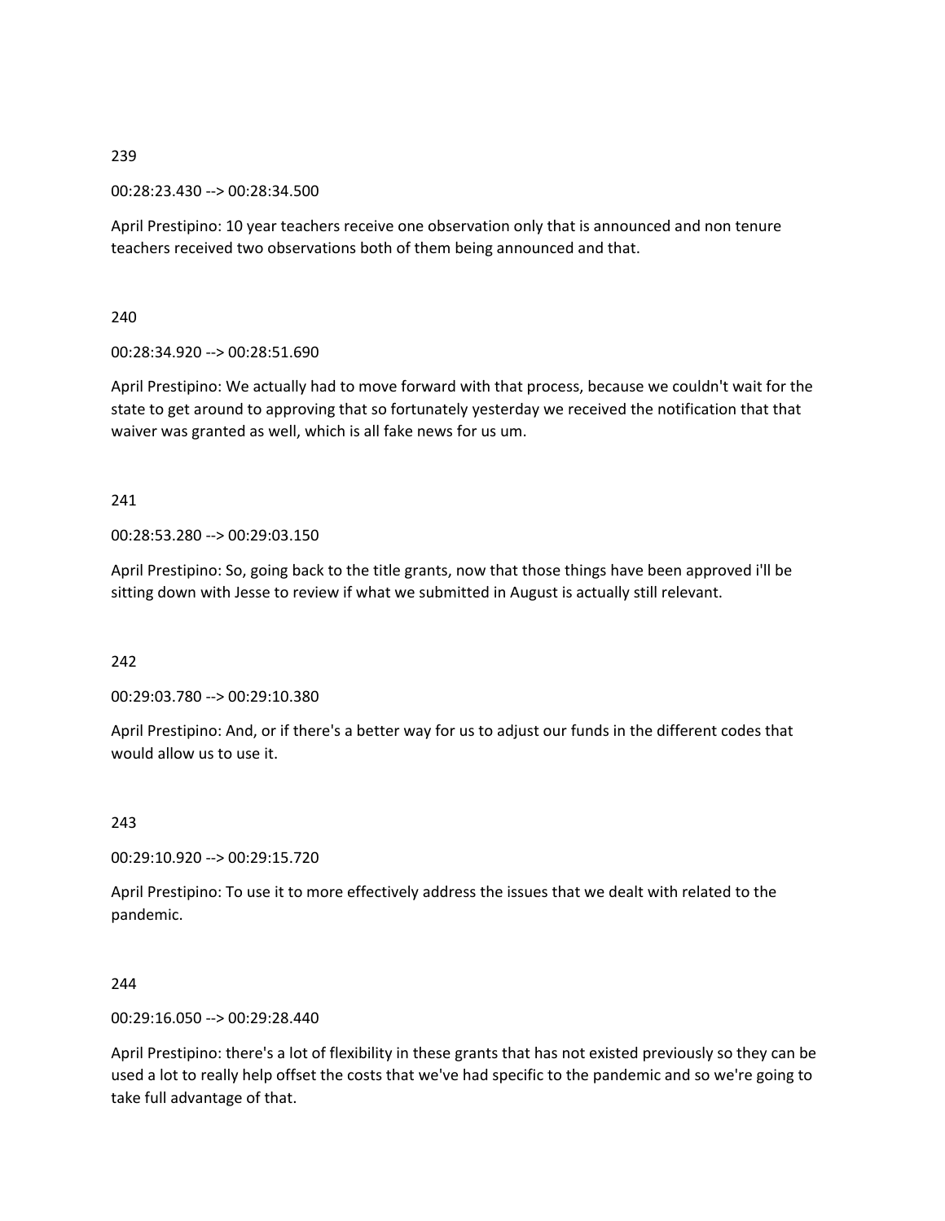239

00:28:23.430 --> 00:28:34.500

April Prestipino: 10 year teachers receive one observation only that is announced and non tenure teachers received two observations both of them being announced and that.

240

00:28:34.920 --> 00:28:51.690

April Prestipino: We actually had to move forward with that process, because we couldn't wait for the state to get around to approving that so fortunately yesterday we received the notification that that waiver was granted as well, which is all fake news for us um.

241

00:28:53.280 --> 00:29:03.150

April Prestipino: So, going back to the title grants, now that those things have been approved i'll be sitting down with Jesse to review if what we submitted in August is actually still relevant.

242

00:29:03.780 --> 00:29:10.380

April Prestipino: And, or if there's a better way for us to adjust our funds in the different codes that would allow us to use it.

243

00:29:10.920 --> 00:29:15.720

April Prestipino: To use it to more effectively address the issues that we dealt with related to the pandemic.

244

00:29:16.050 --> 00:29:28.440

April Prestipino: there's a lot of flexibility in these grants that has not existed previously so they can be used a lot to really help offset the costs that we've had specific to the pandemic and so we're going to take full advantage of that.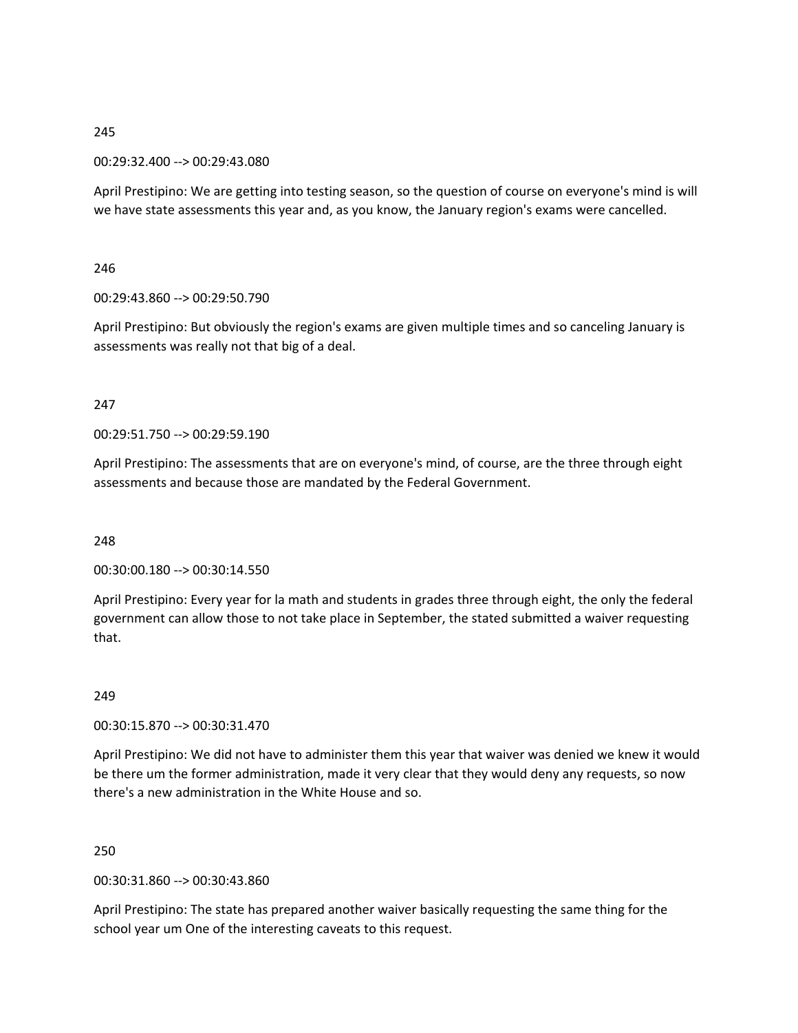245

00:29:32.400 --> 00:29:43.080

April Prestipino: We are getting into testing season, so the question of course on everyone's mind is will we have state assessments this year and, as you know, the January region's exams were cancelled.

246

00:29:43.860 --> 00:29:50.790

April Prestipino: But obviously the region's exams are given multiple times and so canceling January is assessments was really not that big of a deal.

247

00:29:51.750 --> 00:29:59.190

April Prestipino: The assessments that are on everyone's mind, of course, are the three through eight assessments and because those are mandated by the Federal Government.

248

00:30:00.180 --> 00:30:14.550

April Prestipino: Every year for la math and students in grades three through eight, the only the federal government can allow those to not take place in September, the stated submitted a waiver requesting that.

249

00:30:15.870 --> 00:30:31.470

April Prestipino: We did not have to administer them this year that waiver was denied we knew it would be there um the former administration, made it very clear that they would deny any requests, so now there's a new administration in the White House and so.

250

00:30:31.860 --> 00:30:43.860

April Prestipino: The state has prepared another waiver basically requesting the same thing for the school year um One of the interesting caveats to this request.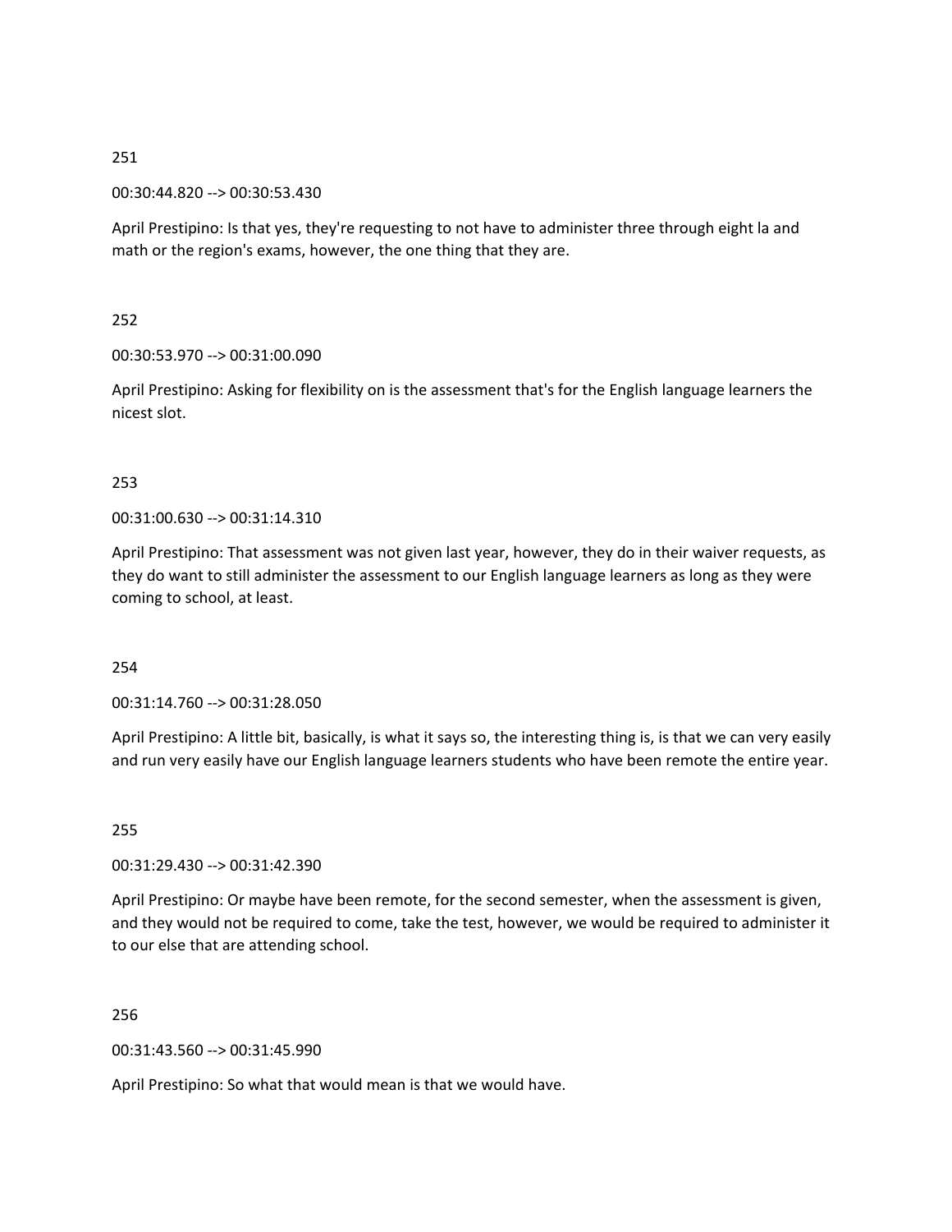251

00:30:44.820 --> 00:30:53.430

April Prestipino: Is that yes, they're requesting to not have to administer three through eight la and math or the region's exams, however, the one thing that they are.

252

00:30:53.970 --> 00:31:00.090

April Prestipino: Asking for flexibility on is the assessment that's for the English language learners the nicest slot.

253

00:31:00.630 --> 00:31:14.310

April Prestipino: That assessment was not given last year, however, they do in their waiver requests, as they do want to still administer the assessment to our English language learners as long as they were coming to school, at least.

254

00:31:14.760 --> 00:31:28.050

April Prestipino: A little bit, basically, is what it says so, the interesting thing is, is that we can very easily and run very easily have our English language learners students who have been remote the entire year.

255

00:31:29.430 --> 00:31:42.390

April Prestipino: Or maybe have been remote, for the second semester, when the assessment is given, and they would not be required to come, take the test, however, we would be required to administer it to our else that are attending school.

256

00:31:43.560 --> 00:31:45.990

April Prestipino: So what that would mean is that we would have.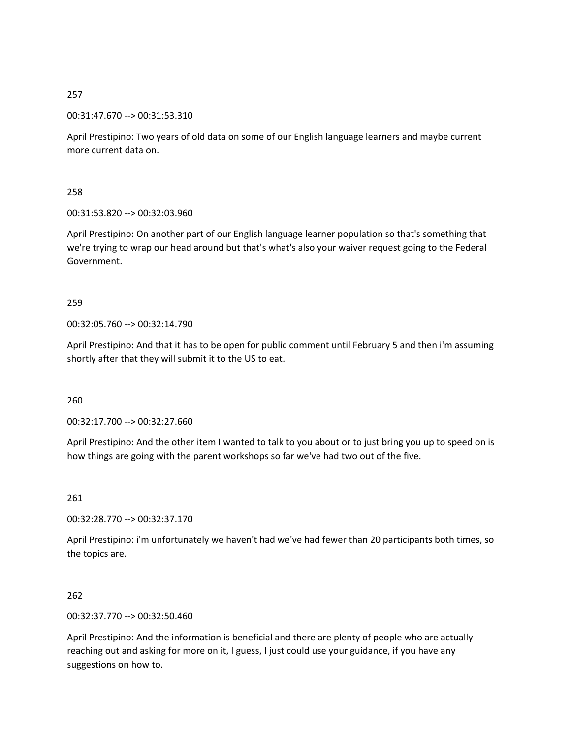257

00:31:47.670 --> 00:31:53.310

April Prestipino: Two years of old data on some of our English language learners and maybe current more current data on.

258

00:31:53.820 --> 00:32:03.960

April Prestipino: On another part of our English language learner population so that's something that we're trying to wrap our head around but that's what's also your waiver request going to the Federal Government.

259

00:32:05.760 --> 00:32:14.790

April Prestipino: And that it has to be open for public comment until February 5 and then i'm assuming shortly after that they will submit it to the US to eat.

260

00:32:17.700 --> 00:32:27.660

April Prestipino: And the other item I wanted to talk to you about or to just bring you up to speed on is how things are going with the parent workshops so far we've had two out of the five.

261

00:32:28.770 --> 00:32:37.170

April Prestipino: i'm unfortunately we haven't had we've had fewer than 20 participants both times, so the topics are.

262

00:32:37.770 --> 00:32:50.460

April Prestipino: And the information is beneficial and there are plenty of people who are actually reaching out and asking for more on it, I guess, I just could use your guidance, if you have any suggestions on how to.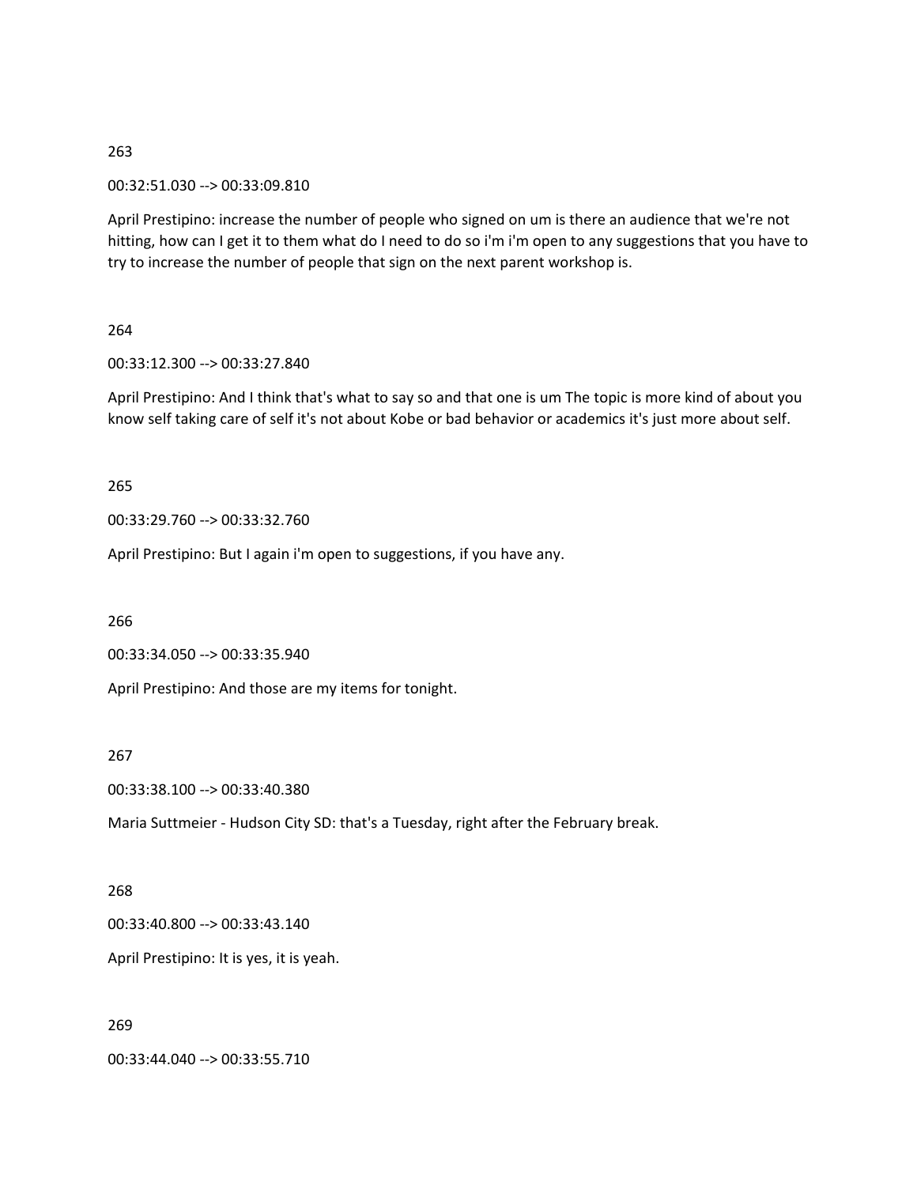263

00:32:51.030 --> 00:33:09.810

April Prestipino: increase the number of people who signed on um is there an audience that we're not hitting, how can I get it to them what do I need to do so i'm i'm open to any suggestions that you have to try to increase the number of people that sign on the next parent workshop is.

264

00:33:12.300 --> 00:33:27.840

April Prestipino: And I think that's what to say so and that one is um The topic is more kind of about you know self taking care of self it's not about Kobe or bad behavior or academics it's just more about self.

265

00:33:29.760 --> 00:33:32.760

April Prestipino: But I again i'm open to suggestions, if you have any.

266

00:33:34.050 --> 00:33:35.940

April Prestipino: And those are my items for tonight.

267

00:33:38.100 --> 00:33:40.380

Maria Suttmeier - Hudson City SD: that's a Tuesday, right after the February break.

268

00:33:40.800 --> 00:33:43.140

April Prestipino: It is yes, it is yeah.

269

00:33:44.040 --> 00:33:55.710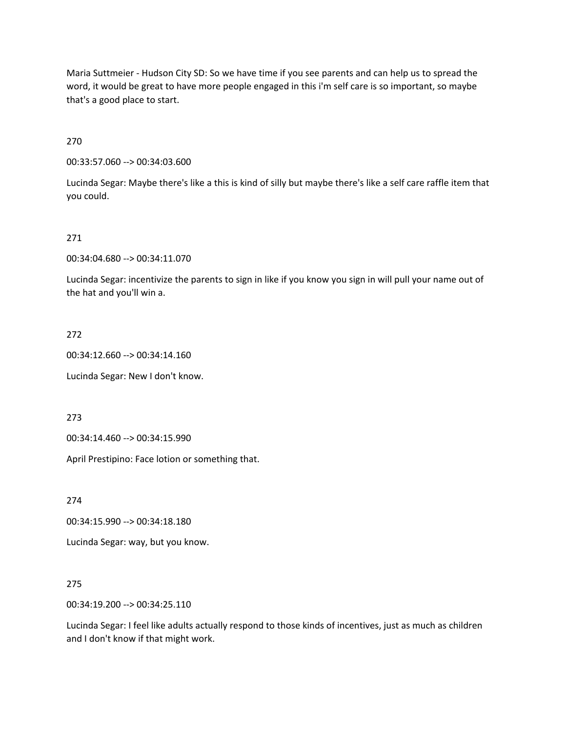Maria Suttmeier - Hudson City SD: So we have time if you see parents and can help us to spread the word, it would be great to have more people engaged in this i'm self care is so important, so maybe that's a good place to start.

270

00:33:57.060 --> 00:34:03.600

Lucinda Segar: Maybe there's like a this is kind of silly but maybe there's like a self care raffle item that you could.

271

00:34:04.680 --> 00:34:11.070

Lucinda Segar: incentivize the parents to sign in like if you know you sign in will pull your name out of the hat and you'll win a.

272

00:34:12.660 --> 00:34:14.160

Lucinda Segar: New I don't know.

273

00:34:14.460 --> 00:34:15.990

April Prestipino: Face lotion or something that.

274

00:34:15.990 --> 00:34:18.180

Lucinda Segar: way, but you know.

275

00:34:19.200 --> 00:34:25.110

Lucinda Segar: I feel like adults actually respond to those kinds of incentives, just as much as children and I don't know if that might work.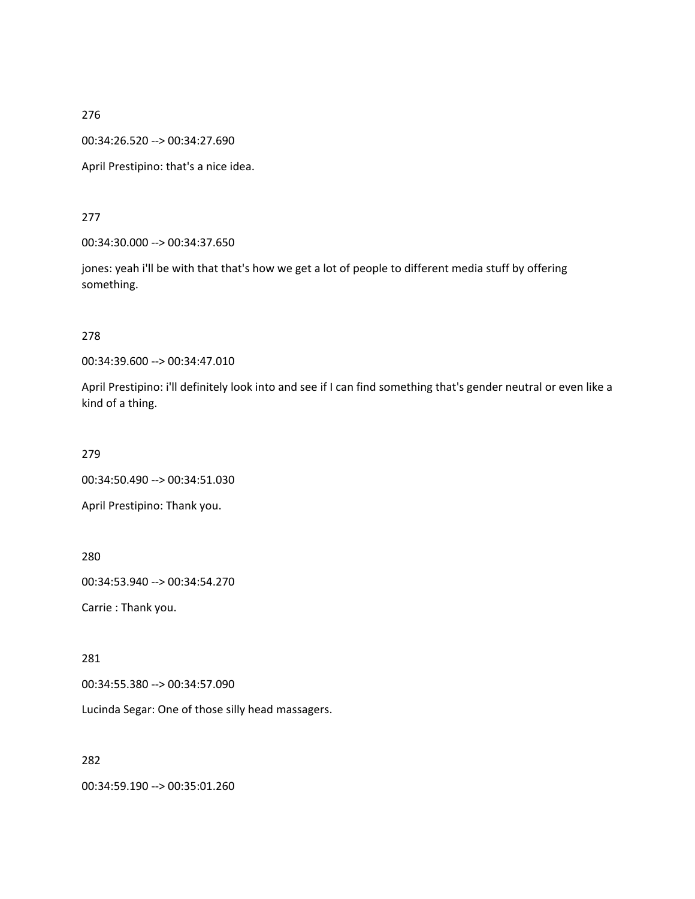276

00:34:26.520 --> 00:34:27.690

April Prestipino: that's a nice idea.

277

00:34:30.000 --> 00:34:37.650

jones: yeah i'll be with that that's how we get a lot of people to different media stuff by offering something.

278

00:34:39.600 --> 00:34:47.010

April Prestipino: i'll definitely look into and see if I can find something that's gender neutral or even like a kind of a thing.

279

00:34:50.490 --> 00:34:51.030

April Prestipino: Thank you.

280

00:34:53.940 --> 00:34:54.270

Carrie : Thank you.

281

00:34:55.380 --> 00:34:57.090

Lucinda Segar: One of those silly head massagers.

282

00:34:59.190 --> 00:35:01.260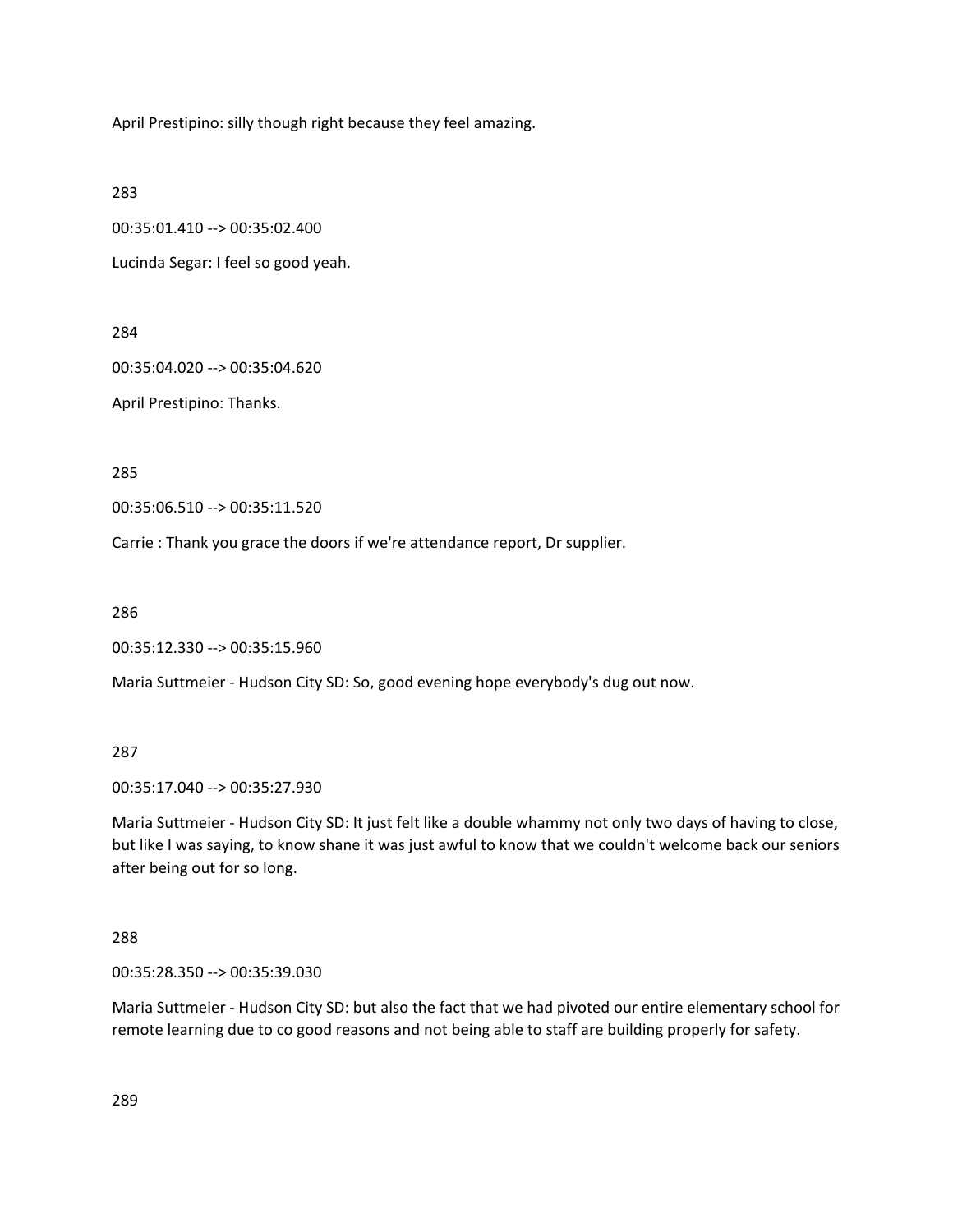April Prestipino: silly though right because they feel amazing.

283

00:35:01.410 --> 00:35:02.400

Lucinda Segar: I feel so good yeah.

284

00:35:04.020 --> 00:35:04.620

April Prestipino: Thanks.

285

00:35:06.510 --> 00:35:11.520

Carrie : Thank you grace the doors if we're attendance report, Dr supplier.

286

00:35:12.330 --> 00:35:15.960

Maria Suttmeier - Hudson City SD: So, good evening hope everybody's dug out now.

287

00:35:17.040 --> 00:35:27.930

Maria Suttmeier - Hudson City SD: It just felt like a double whammy not only two days of having to close, but like I was saying, to know shane it was just awful to know that we couldn't welcome back our seniors after being out for so long.

288

00:35:28.350 --> 00:35:39.030

Maria Suttmeier - Hudson City SD: but also the fact that we had pivoted our entire elementary school for remote learning due to co good reasons and not being able to staff are building properly for safety.

289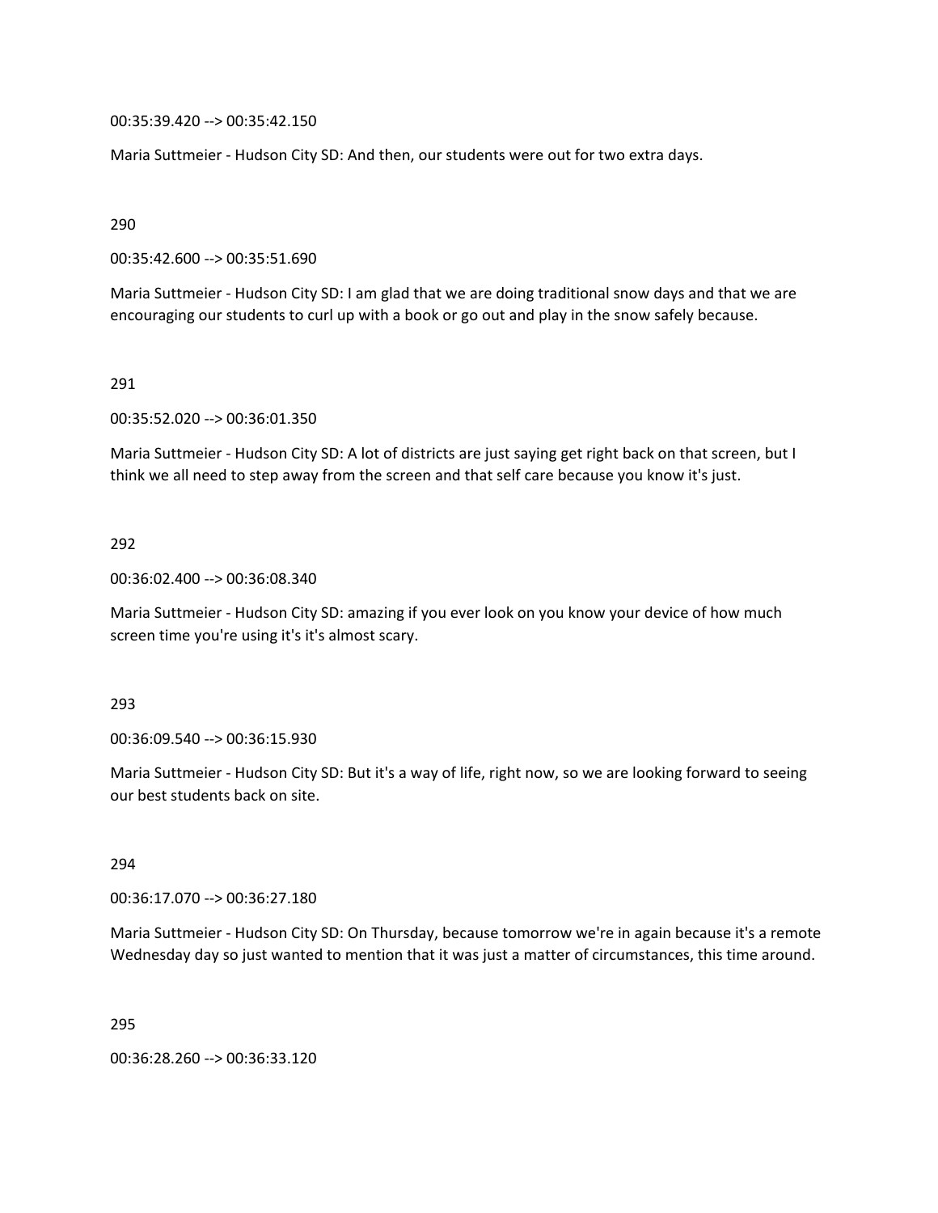00:35:39.420 --> 00:35:42.150

Maria Suttmeier - Hudson City SD: And then, our students were out for two extra days.

290

00:35:42.600 --> 00:35:51.690

Maria Suttmeier - Hudson City SD: I am glad that we are doing traditional snow days and that we are encouraging our students to curl up with a book or go out and play in the snow safely because.

291

00:35:52.020 --> 00:36:01.350

Maria Suttmeier - Hudson City SD: A lot of districts are just saying get right back on that screen, but I think we all need to step away from the screen and that self care because you know it's just.

292

00:36:02.400 --> 00:36:08.340

Maria Suttmeier - Hudson City SD: amazing if you ever look on you know your device of how much screen time you're using it's it's almost scary.

293

00:36:09.540 --> 00:36:15.930

Maria Suttmeier - Hudson City SD: But it's a way of life, right now, so we are looking forward to seeing our best students back on site.

294

00:36:17.070 --> 00:36:27.180

Maria Suttmeier - Hudson City SD: On Thursday, because tomorrow we're in again because it's a remote Wednesday day so just wanted to mention that it was just a matter of circumstances, this time around.

295

00:36:28.260 --> 00:36:33.120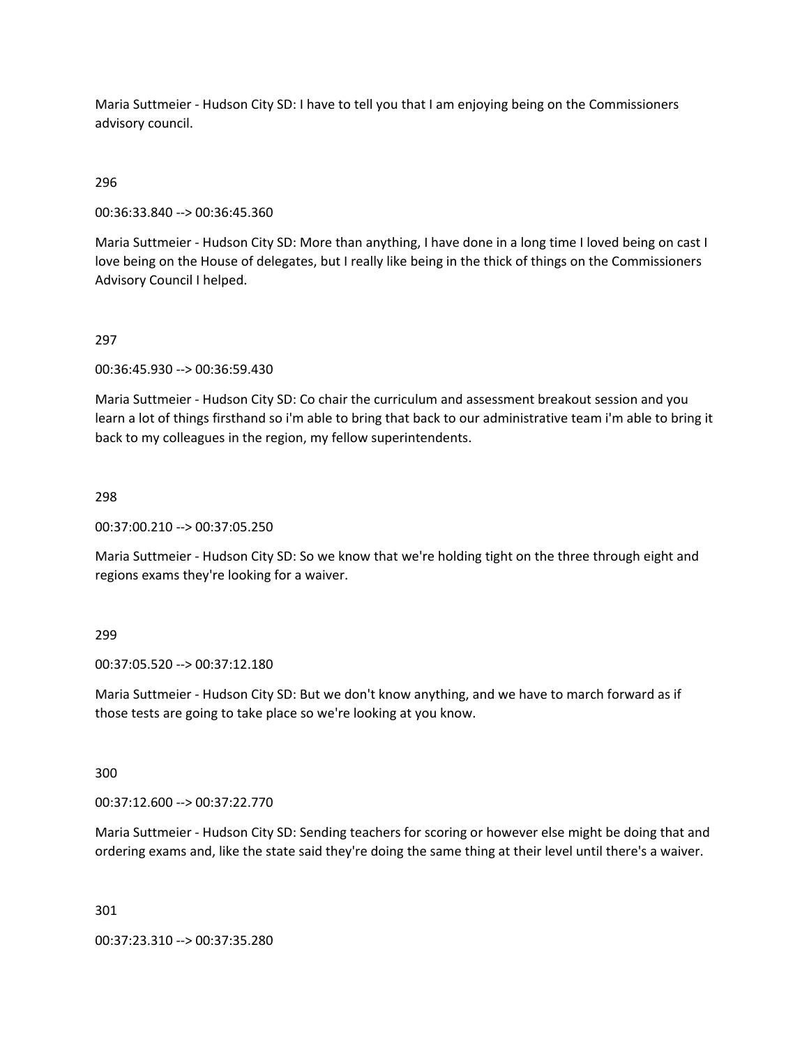Maria Suttmeier - Hudson City SD: I have to tell you that I am enjoying being on the Commissioners advisory council.

296

00:36:33.840 --> 00:36:45.360

Maria Suttmeier - Hudson City SD: More than anything, I have done in a long time I loved being on cast I love being on the House of delegates, but I really like being in the thick of things on the Commissioners Advisory Council I helped.

297

00:36:45.930 --> 00:36:59.430

Maria Suttmeier - Hudson City SD: Co chair the curriculum and assessment breakout session and you learn a lot of things firsthand so i'm able to bring that back to our administrative team i'm able to bring it back to my colleagues in the region, my fellow superintendents.

298

00:37:00.210 --> 00:37:05.250

Maria Suttmeier - Hudson City SD: So we know that we're holding tight on the three through eight and regions exams they're looking for a waiver.

299

00:37:05.520 --> 00:37:12.180

Maria Suttmeier - Hudson City SD: But we don't know anything, and we have to march forward as if those tests are going to take place so we're looking at you know.

300

00:37:12.600 --> 00:37:22.770

Maria Suttmeier - Hudson City SD: Sending teachers for scoring or however else might be doing that and ordering exams and, like the state said they're doing the same thing at their level until there's a waiver.

301

00:37:23.310 --> 00:37:35.280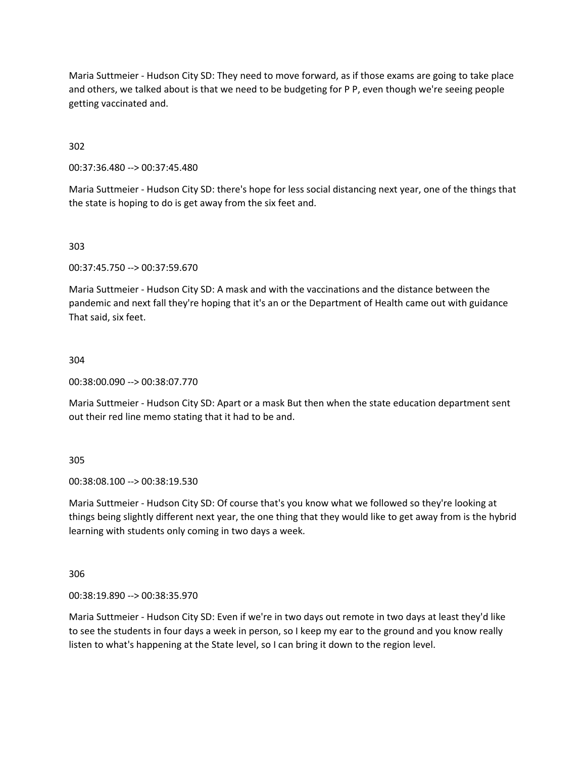Maria Suttmeier - Hudson City SD: They need to move forward, as if those exams are going to take place and others, we talked about is that we need to be budgeting for P P, even though we're seeing people getting vaccinated and.

302

00:37:36.480 --> 00:37:45.480

Maria Suttmeier - Hudson City SD: there's hope for less social distancing next year, one of the things that the state is hoping to do is get away from the six feet and.

303

00:37:45.750 --> 00:37:59.670

Maria Suttmeier - Hudson City SD: A mask and with the vaccinations and the distance between the pandemic and next fall they're hoping that it's an or the Department of Health came out with guidance That said, six feet.

304

00:38:00.090 --> 00:38:07.770

Maria Suttmeier - Hudson City SD: Apart or a mask But then when the state education department sent out their red line memo stating that it had to be and.

305

00:38:08.100 --> 00:38:19.530

Maria Suttmeier - Hudson City SD: Of course that's you know what we followed so they're looking at things being slightly different next year, the one thing that they would like to get away from is the hybrid learning with students only coming in two days a week.

306

00:38:19.890 --> 00:38:35.970

Maria Suttmeier - Hudson City SD: Even if we're in two days out remote in two days at least they'd like to see the students in four days a week in person, so I keep my ear to the ground and you know really listen to what's happening at the State level, so I can bring it down to the region level.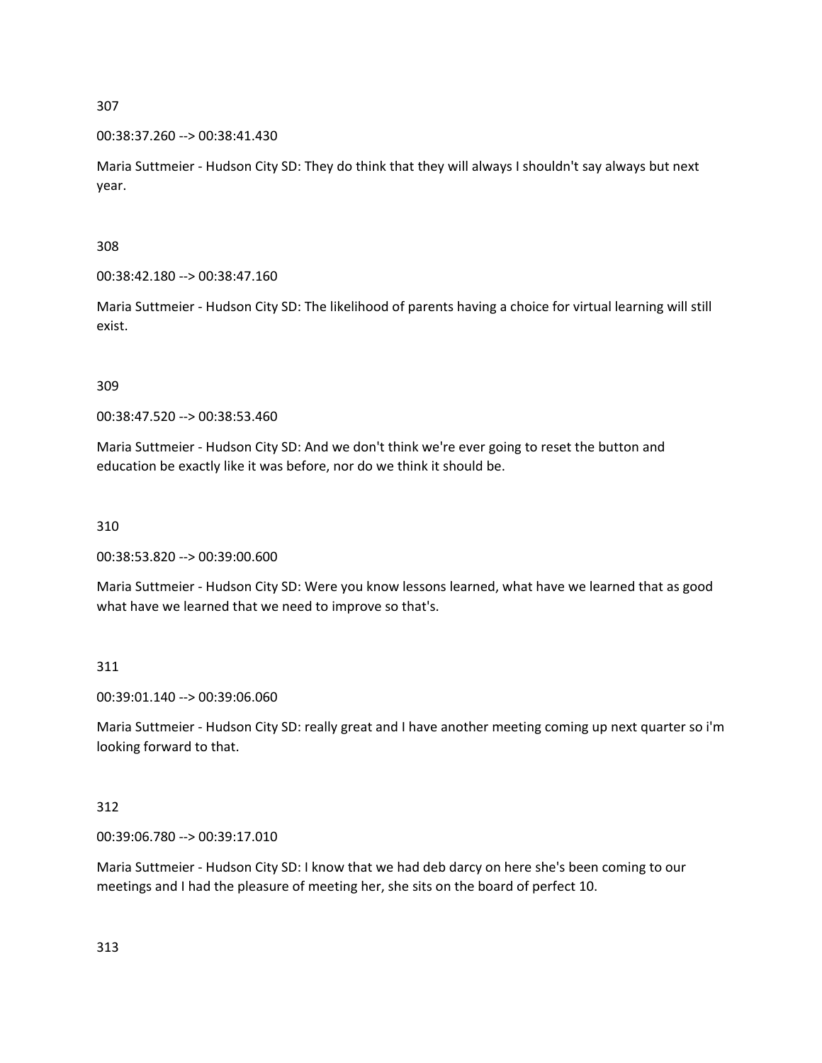307

00:38:37.260 --> 00:38:41.430

Maria Suttmeier - Hudson City SD: They do think that they will always I shouldn't say always but next year.

308

00:38:42.180 --> 00:38:47.160

Maria Suttmeier - Hudson City SD: The likelihood of parents having a choice for virtual learning will still exist.

309

00:38:47.520 --> 00:38:53.460

Maria Suttmeier - Hudson City SD: And we don't think we're ever going to reset the button and education be exactly like it was before, nor do we think it should be.

310

00:38:53.820 --> 00:39:00.600

Maria Suttmeier - Hudson City SD: Were you know lessons learned, what have we learned that as good what have we learned that we need to improve so that's.

311

00:39:01.140 --> 00:39:06.060

Maria Suttmeier - Hudson City SD: really great and I have another meeting coming up next quarter so i'm looking forward to that.

312

00:39:06.780 --> 00:39:17.010

Maria Suttmeier - Hudson City SD: I know that we had deb darcy on here she's been coming to our meetings and I had the pleasure of meeting her, she sits on the board of perfect 10.

313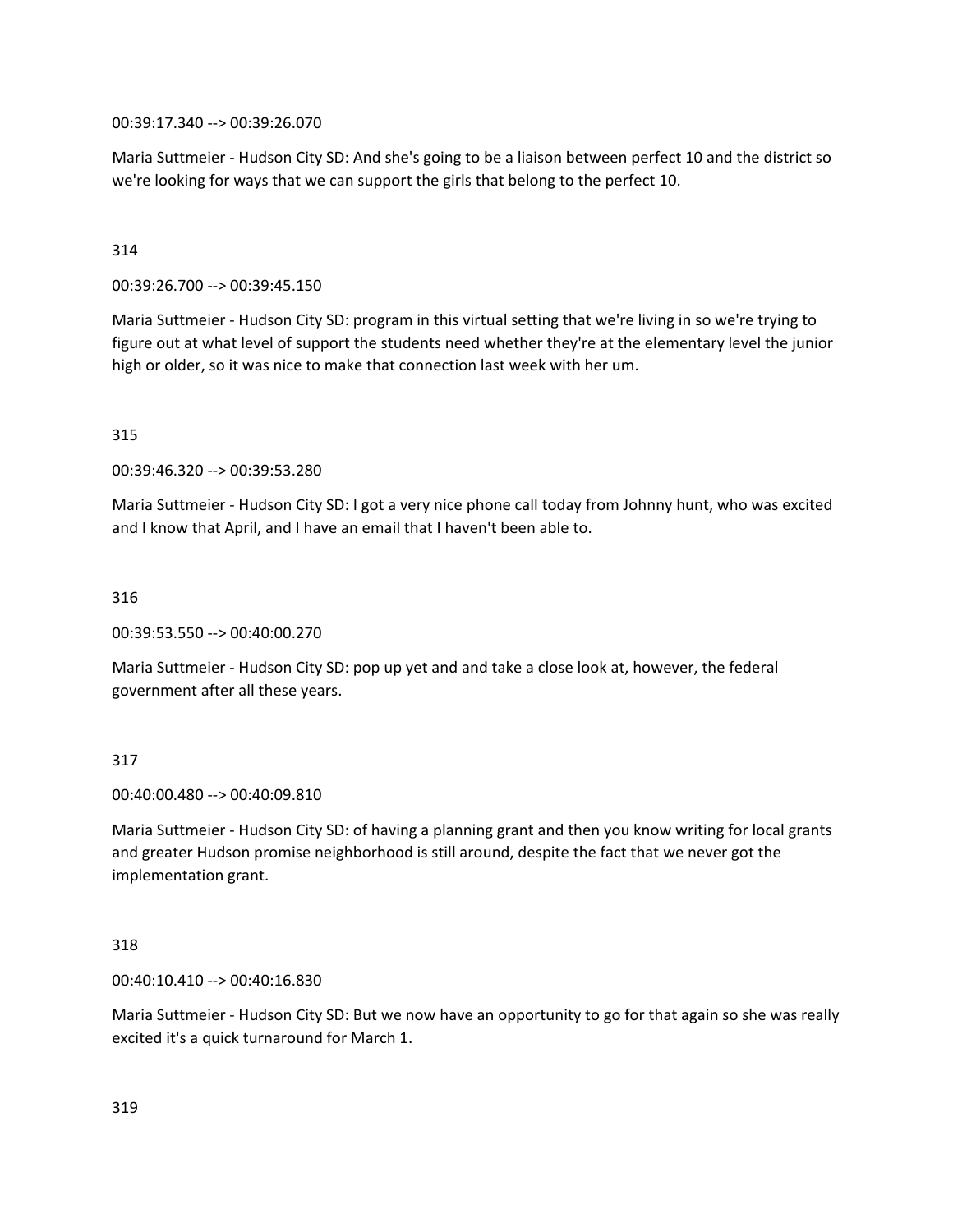00:39:17.340 --> 00:39:26.070

Maria Suttmeier - Hudson City SD: And she's going to be a liaison between perfect 10 and the district so we're looking for ways that we can support the girls that belong to the perfect 10.

314

00:39:26.700 --> 00:39:45.150

Maria Suttmeier - Hudson City SD: program in this virtual setting that we're living in so we're trying to figure out at what level of support the students need whether they're at the elementary level the junior high or older, so it was nice to make that connection last week with her um.

315

00:39:46.320 --> 00:39:53.280

Maria Suttmeier - Hudson City SD: I got a very nice phone call today from Johnny hunt, who was excited and I know that April, and I have an email that I haven't been able to.

316

00:39:53.550 --> 00:40:00.270

Maria Suttmeier - Hudson City SD: pop up yet and and take a close look at, however, the federal government after all these years.

317

00:40:00.480 --> 00:40:09.810

Maria Suttmeier - Hudson City SD: of having a planning grant and then you know writing for local grants and greater Hudson promise neighborhood is still around, despite the fact that we never got the implementation grant.

318

00:40:10.410 --> 00:40:16.830

Maria Suttmeier - Hudson City SD: But we now have an opportunity to go for that again so she was really excited it's a quick turnaround for March 1.

319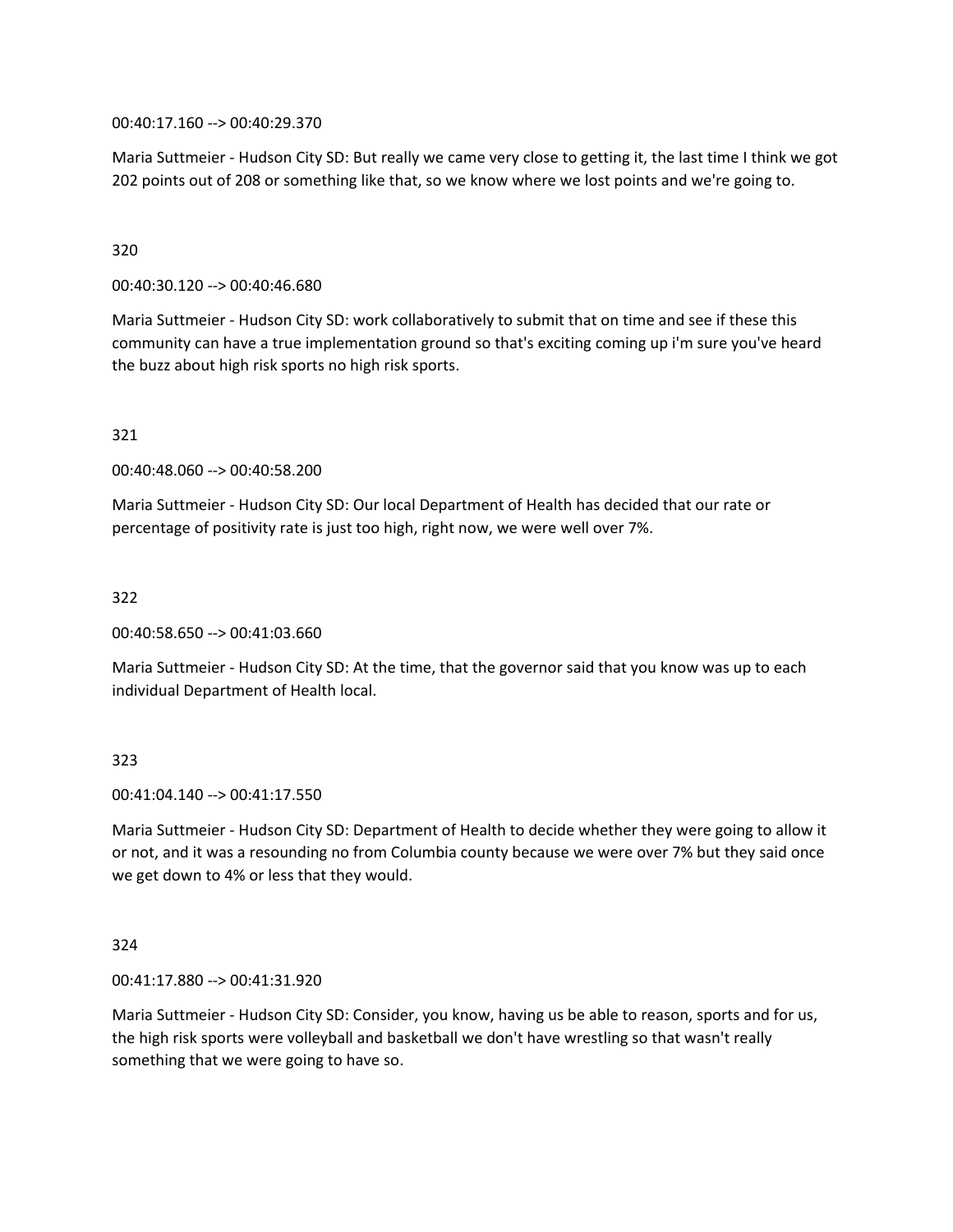00:40:17.160 --> 00:40:29.370

Maria Suttmeier - Hudson City SD: But really we came very close to getting it, the last time I think we got 202 points out of 208 or something like that, so we know where we lost points and we're going to.

320

00:40:30.120 --> 00:40:46.680

Maria Suttmeier - Hudson City SD: work collaboratively to submit that on time and see if these this community can have a true implementation ground so that's exciting coming up i'm sure you've heard the buzz about high risk sports no high risk sports.

321

00:40:48.060 --> 00:40:58.200

Maria Suttmeier - Hudson City SD: Our local Department of Health has decided that our rate or percentage of positivity rate is just too high, right now, we were well over 7%.

322

00:40:58.650 --> 00:41:03.660

Maria Suttmeier - Hudson City SD: At the time, that the governor said that you know was up to each individual Department of Health local.

323

00:41:04.140 --> 00:41:17.550

Maria Suttmeier - Hudson City SD: Department of Health to decide whether they were going to allow it or not, and it was a resounding no from Columbia county because we were over 7% but they said once we get down to 4% or less that they would.

324

00:41:17.880 --> 00:41:31.920

Maria Suttmeier - Hudson City SD: Consider, you know, having us be able to reason, sports and for us, the high risk sports were volleyball and basketball we don't have wrestling so that wasn't really something that we were going to have so.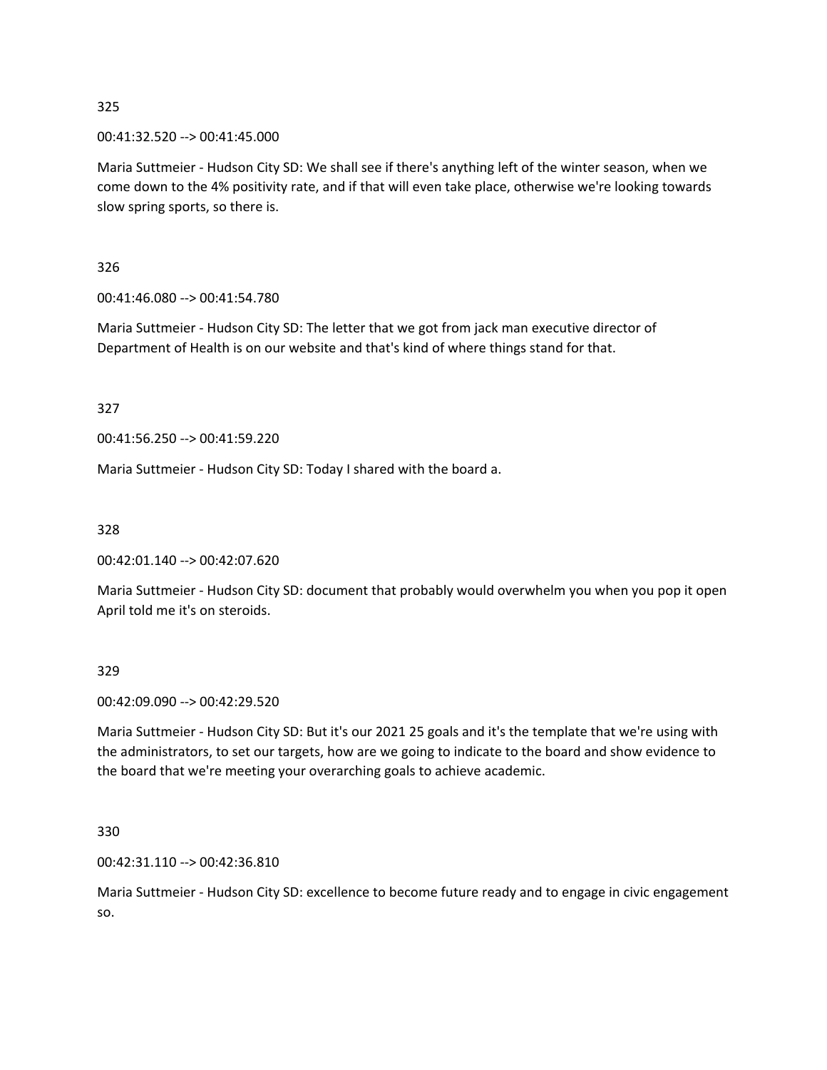325

00:41:32.520 --> 00:41:45.000

Maria Suttmeier - Hudson City SD: We shall see if there's anything left of the winter season, when we come down to the 4% positivity rate, and if that will even take place, otherwise we're looking towards slow spring sports, so there is.

326

00:41:46.080 --> 00:41:54.780

Maria Suttmeier - Hudson City SD: The letter that we got from jack man executive director of Department of Health is on our website and that's kind of where things stand for that.

327

00:41:56.250 --> 00:41:59.220

Maria Suttmeier - Hudson City SD: Today I shared with the board a.

328

00:42:01.140 --> 00:42:07.620

Maria Suttmeier - Hudson City SD: document that probably would overwhelm you when you pop it open April told me it's on steroids.

329

00:42:09.090 --> 00:42:29.520

Maria Suttmeier - Hudson City SD: But it's our 2021 25 goals and it's the template that we're using with the administrators, to set our targets, how are we going to indicate to the board and show evidence to the board that we're meeting your overarching goals to achieve academic.

330

00:42:31.110 --> 00:42:36.810

Maria Suttmeier - Hudson City SD: excellence to become future ready and to engage in civic engagement so.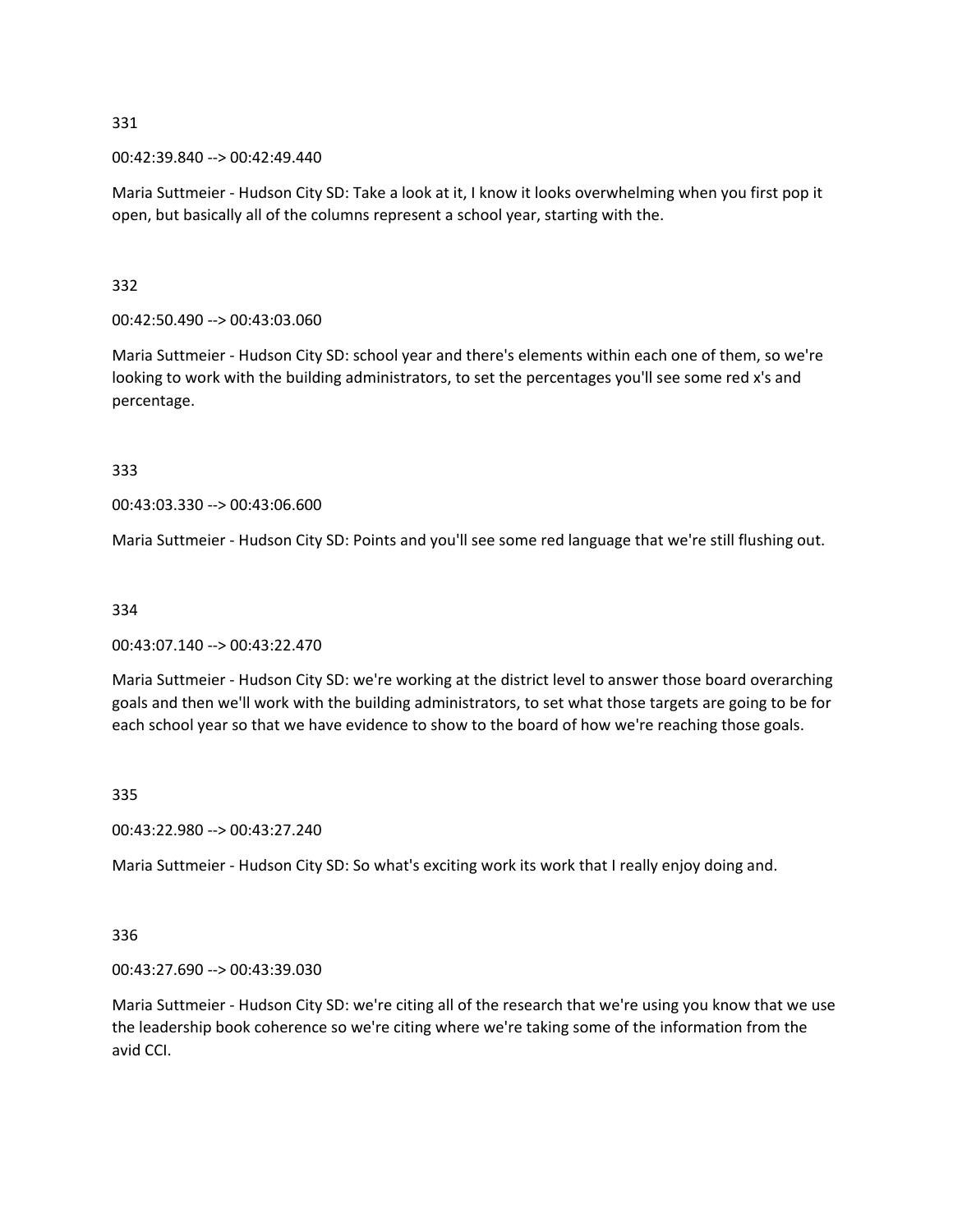331

00:42:39.840 --> 00:42:49.440

Maria Suttmeier - Hudson City SD: Take a look at it, I know it looks overwhelming when you first pop it open, but basically all of the columns represent a school year, starting with the.

332

00:42:50.490 --> 00:43:03.060

Maria Suttmeier - Hudson City SD: school year and there's elements within each one of them, so we're looking to work with the building administrators, to set the percentages you'll see some red x's and percentage.

333

00:43:03.330 --> 00:43:06.600

Maria Suttmeier - Hudson City SD: Points and you'll see some red language that we're still flushing out.

334

00:43:07.140 --> 00:43:22.470

Maria Suttmeier - Hudson City SD: we're working at the district level to answer those board overarching goals and then we'll work with the building administrators, to set what those targets are going to be for each school year so that we have evidence to show to the board of how we're reaching those goals.

335

00:43:22.980 --> 00:43:27.240

Maria Suttmeier - Hudson City SD: So what's exciting work its work that I really enjoy doing and.

336

00:43:27.690 --> 00:43:39.030

Maria Suttmeier - Hudson City SD: we're citing all of the research that we're using you know that we use the leadership book coherence so we're citing where we're taking some of the information from the avid CCI.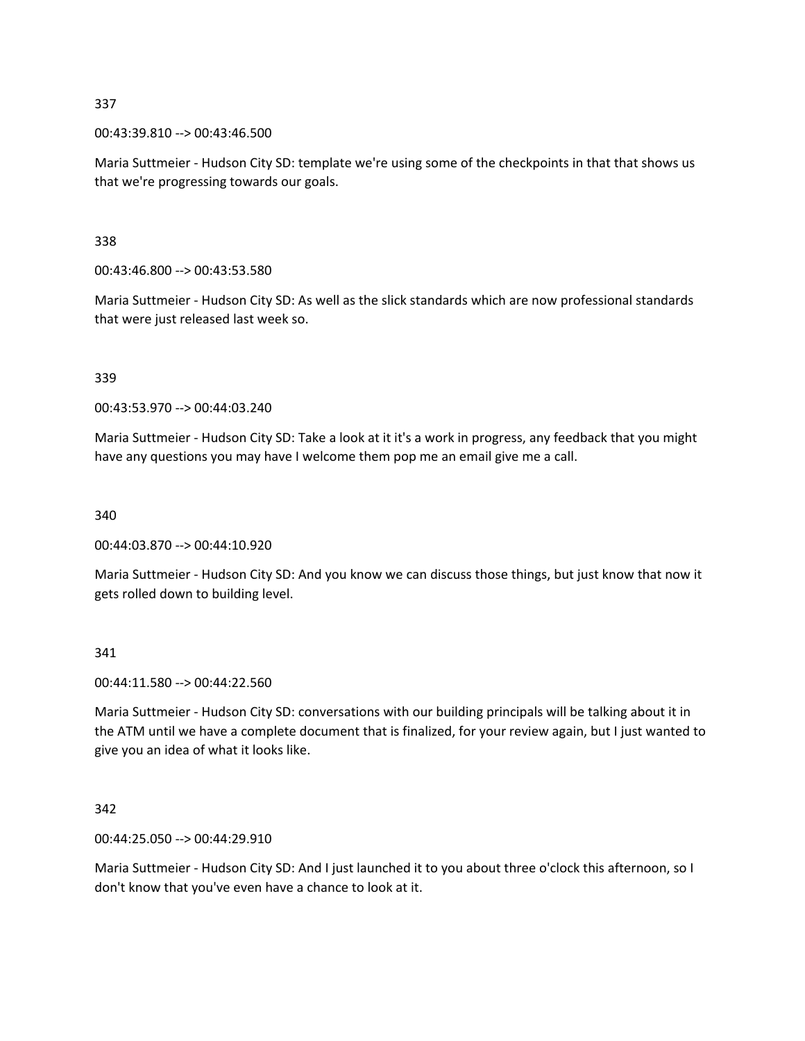337

00:43:39.810 --> 00:43:46.500

Maria Suttmeier - Hudson City SD: template we're using some of the checkpoints in that that shows us that we're progressing towards our goals.

338

00:43:46.800 --> 00:43:53.580

Maria Suttmeier - Hudson City SD: As well as the slick standards which are now professional standards that were just released last week so.

339

00:43:53.970 --> 00:44:03.240

Maria Suttmeier - Hudson City SD: Take a look at it it's a work in progress, any feedback that you might have any questions you may have I welcome them pop me an email give me a call.

340

00:44:03.870 --> 00:44:10.920

Maria Suttmeier - Hudson City SD: And you know we can discuss those things, but just know that now it gets rolled down to building level.

341

00:44:11.580 --> 00:44:22.560

Maria Suttmeier - Hudson City SD: conversations with our building principals will be talking about it in the ATM until we have a complete document that is finalized, for your review again, but I just wanted to give you an idea of what it looks like.

342

00:44:25.050 --> 00:44:29.910

Maria Suttmeier - Hudson City SD: And I just launched it to you about three o'clock this afternoon, so I don't know that you've even have a chance to look at it.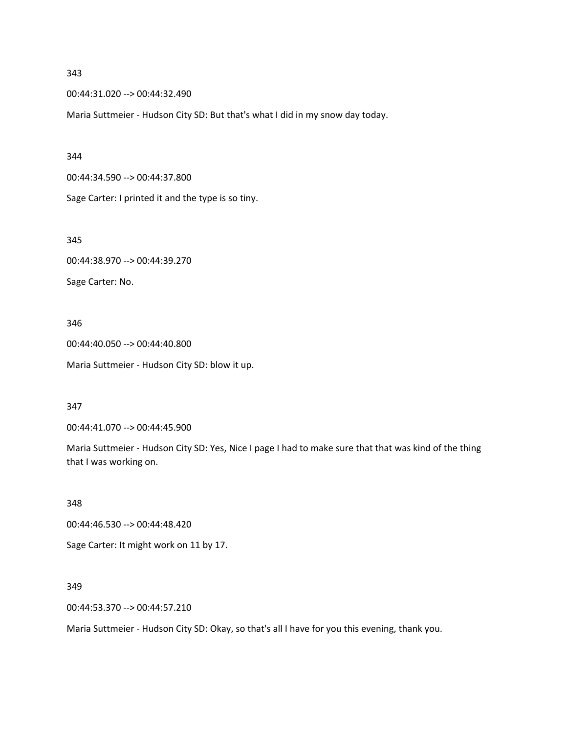343

00:44:31.020 --> 00:44:32.490

Maria Suttmeier - Hudson City SD: But that's what I did in my snow day today.

344

00:44:34.590 --> 00:44:37.800

Sage Carter: I printed it and the type is so tiny.

345

00:44:38.970 --> 00:44:39.270

Sage Carter: No.

346

00:44:40.050 --> 00:44:40.800

Maria Suttmeier - Hudson City SD: blow it up.

347

00:44:41.070 --> 00:44:45.900

Maria Suttmeier - Hudson City SD: Yes, Nice I page I had to make sure that that was kind of the thing that I was working on.

348

00:44:46.530 --> 00:44:48.420

Sage Carter: It might work on 11 by 17.

349

00:44:53.370 --> 00:44:57.210

Maria Suttmeier - Hudson City SD: Okay, so that's all I have for you this evening, thank you.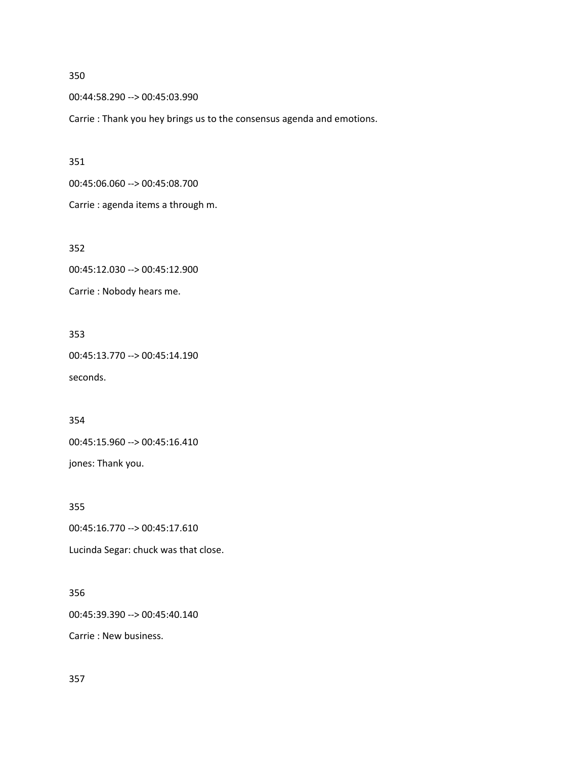350

00:44:58.290 --> 00:45:03.990

Carrie : Thank you hey brings us to the consensus agenda and emotions.

351

00:45:06.060 --> 00:45:08.700

Carrie : agenda items a through m.

352

00:45:12.030 --> 00:45:12.900

Carrie : Nobody hears me.

353

00:45:13.770 --> 00:45:14.190

seconds.

354

00:45:15.960 --> 00:45:16.410

jones: Thank you.

355

00:45:16.770 --> 00:45:17.610

Lucinda Segar: chuck was that close.

356

00:45:39.390 --> 00:45:40.140

Carrie : New business.

357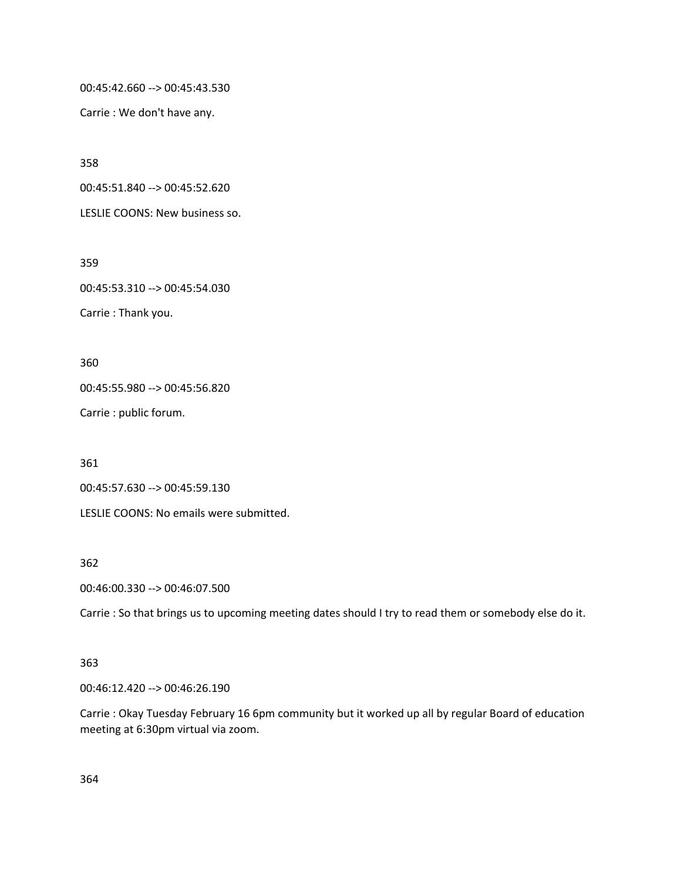00:45:42.660 --> 00:45:43.530

Carrie : We don't have any.

358

00:45:51.840 --> 00:45:52.620

LESLIE COONS: New business so.

359

00:45:53.310 --> 00:45:54.030

Carrie : Thank you.

360

00:45:55.980 --> 00:45:56.820

Carrie : public forum.

361

00:45:57.630 --> 00:45:59.130

LESLIE COONS: No emails were submitted.

362

00:46:00.330 --> 00:46:07.500

Carrie : So that brings us to upcoming meeting dates should I try to read them or somebody else do it.

363

00:46:12.420 --> 00:46:26.190

Carrie : Okay Tuesday February 16 6pm community but it worked up all by regular Board of education meeting at 6:30pm virtual via zoom.

364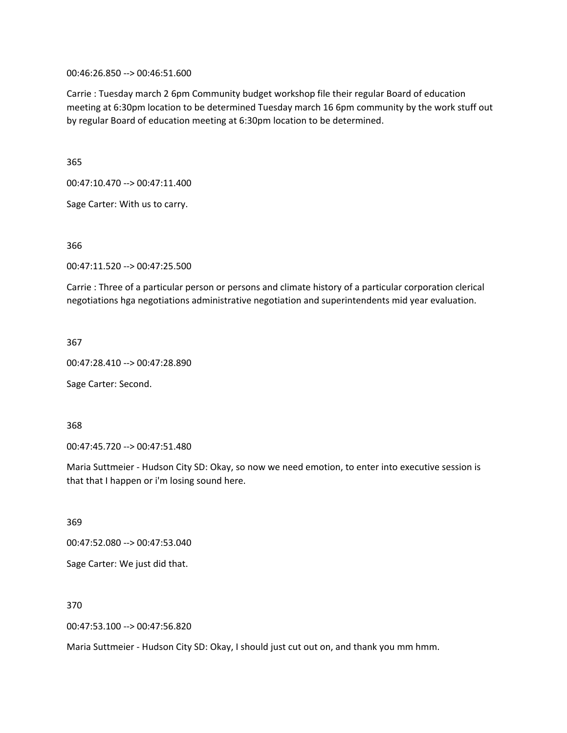00:46:26.850 --> 00:46:51.600

Carrie : Tuesday march 2 6pm Community budget workshop file their regular Board of education meeting at 6:30pm location to be determined Tuesday march 16 6pm community by the work stuff out by regular Board of education meeting at 6:30pm location to be determined.

365

00:47:10.470 --> 00:47:11.400

Sage Carter: With us to carry.

366

00:47:11.520 --> 00:47:25.500

Carrie : Three of a particular person or persons and climate history of a particular corporation clerical negotiations hga negotiations administrative negotiation and superintendents mid year evaluation.

367

00:47:28.410 --> 00:47:28.890

Sage Carter: Second.

368

00:47:45.720 --> 00:47:51.480

Maria Suttmeier - Hudson City SD: Okay, so now we need emotion, to enter into executive session is that that I happen or i'm losing sound here.

369

00:47:52.080 --> 00:47:53.040

Sage Carter: We just did that.

370

00:47:53.100 --> 00:47:56.820

Maria Suttmeier - Hudson City SD: Okay, I should just cut out on, and thank you mm hmm.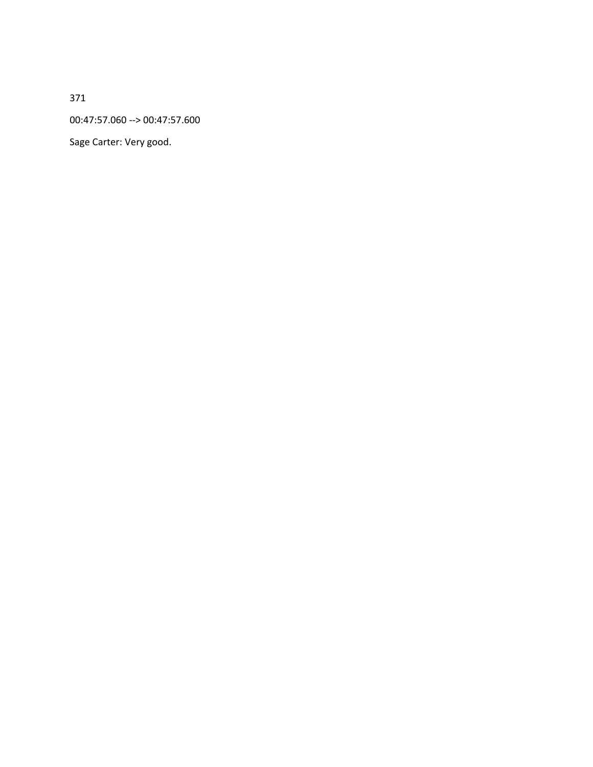371

00:47:57.060 --> 00:47:57.600

Sage Carter: Very good.